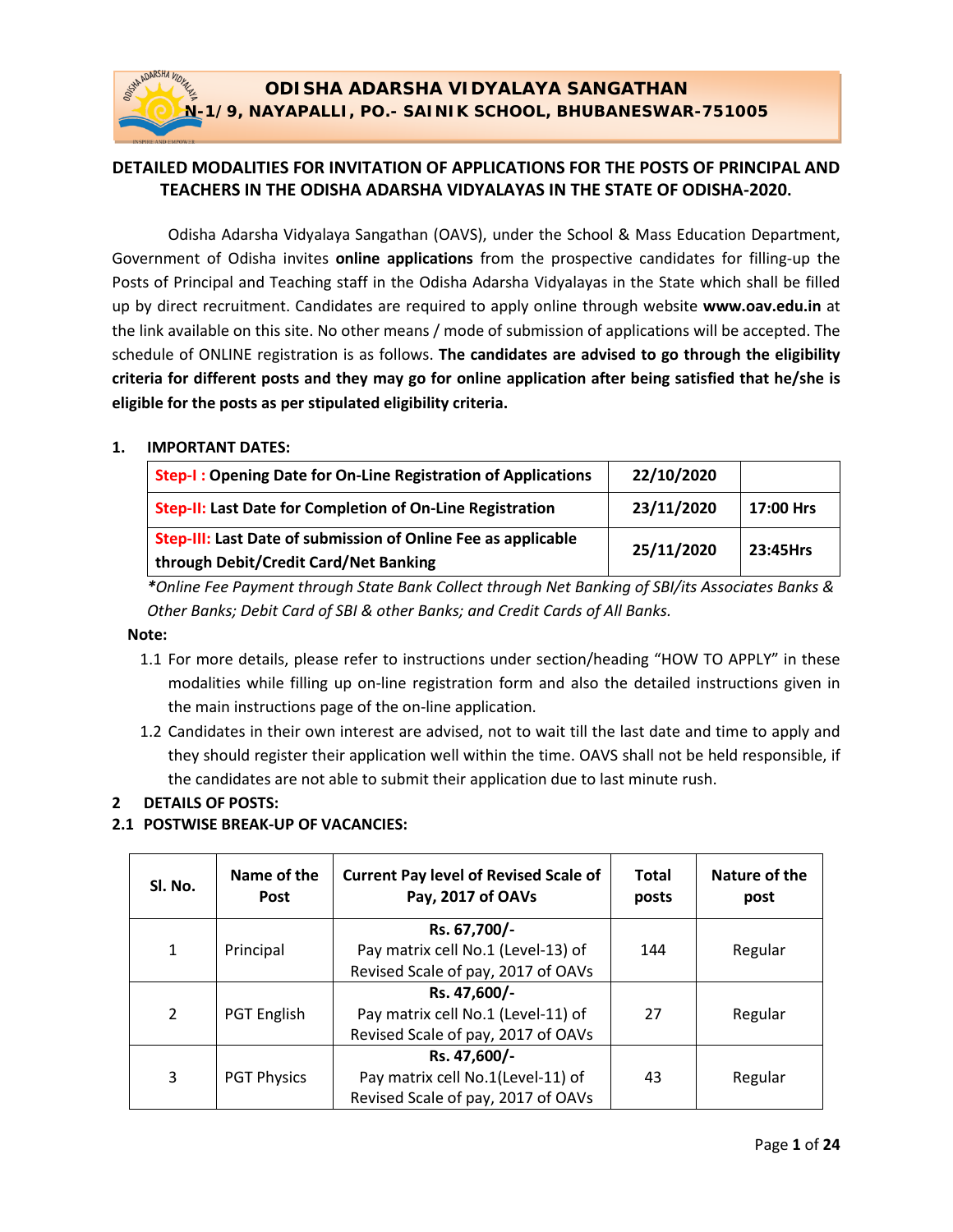# ODISHA ADARSHA VIDYALAYA SANGATHAN

## N-1/9, NAYAPALLI, PO.- SAINIK SCHOOL, BHUBANESWAR-751005

## DETAILED MODALITIES FOR INVITATION OF APPLICATIONS FOR THE POSTS OF PRINCIPAL AND TEACHERS IN THE ODISHA ADARSHA VIDYALAYAS IN THE STATE OF ODISHA-2020.

Odisha Adarsha Vidyalaya Sangathan (OAVS), under the School & Mass Education Department, Government of Odisha invites **online applications** from the prospective candidates for filling-up the Posts of Principal and Teaching staff in the Odisha Adarsha Vidyalayas in the State which shall be filled up by direct recruitment. Candidates are required to apply online through website **www.oav.edu.in** at the link available on this site. No other means / mode of submission of applications will be accepted. The schedule of ONLINE registration is as follows. **The candidates are advised to go through the eligibility criteria for different posts and they may go for online application after being satisfied that he/she is eligible for the posts as per stipulated eligibility criteria.**

### 1. IMPORTANT DATES:

| | | |
|---|---|---|
| **Step-I : Opening Date for On-Line Registration of Applications** | **22/10/2020** | |
| **Step-II: Last Date for Completion of On-Line Registration** | **23/11/2020** | **17:00 Hrs** |
| **Step-III: Last Date of submission of Online Fee as applicable through Debit/Credit Card/Net Banking** | **25/11/2020** | **23:45Hrs** |

***Online Fee Payment through State Bank Collect through Net Banking of SBI/its Associates Banks & Other Banks; Debit Card of SBI & other Banks; and Credit Cards of All Banks.***

**Note:**

1.1 For more details, please refer to instructions under section/heading "HOW TO APPLY" in these modalities while filling up on-line registration form and also the detailed instructions given in the main instructions page of the on-line application.

1.2 Candidates in their own interest are advised, not to wait till the last date and time to apply and they should register their application well within the time. OAVS shall not be held responsible, if the candidates are not able to submit their application due to last minute rush.

### 2 DETAILS OF POSTS:

### 2.1 POSTWISE BREAK-UP OF VACANCIES:

| Sl. No. | Name of the Post | Current Pay level of Revised Scale of Pay, 2017 of OAVs | Total posts | Nature of the post |
|---|---|---|---|---|
| 1 | Principal | **Rs. 67,700/-** Pay matrix cell No.1 (Level-13) of Revised Scale of pay, 2017 of OAVs | 144 | Regular |
| 2 | PGT English | **Rs. 47,600/-** Pay matrix cell No.1 (Level-11) of Revised Scale of pay, 2017 of OAVs | 27 | Regular |
| 3 | PGT Physics | **Rs. 47,600/-** Pay matrix cell No.1(Level-11) of Revised Scale of pay, 2017 of OAVs | 43 | Regular |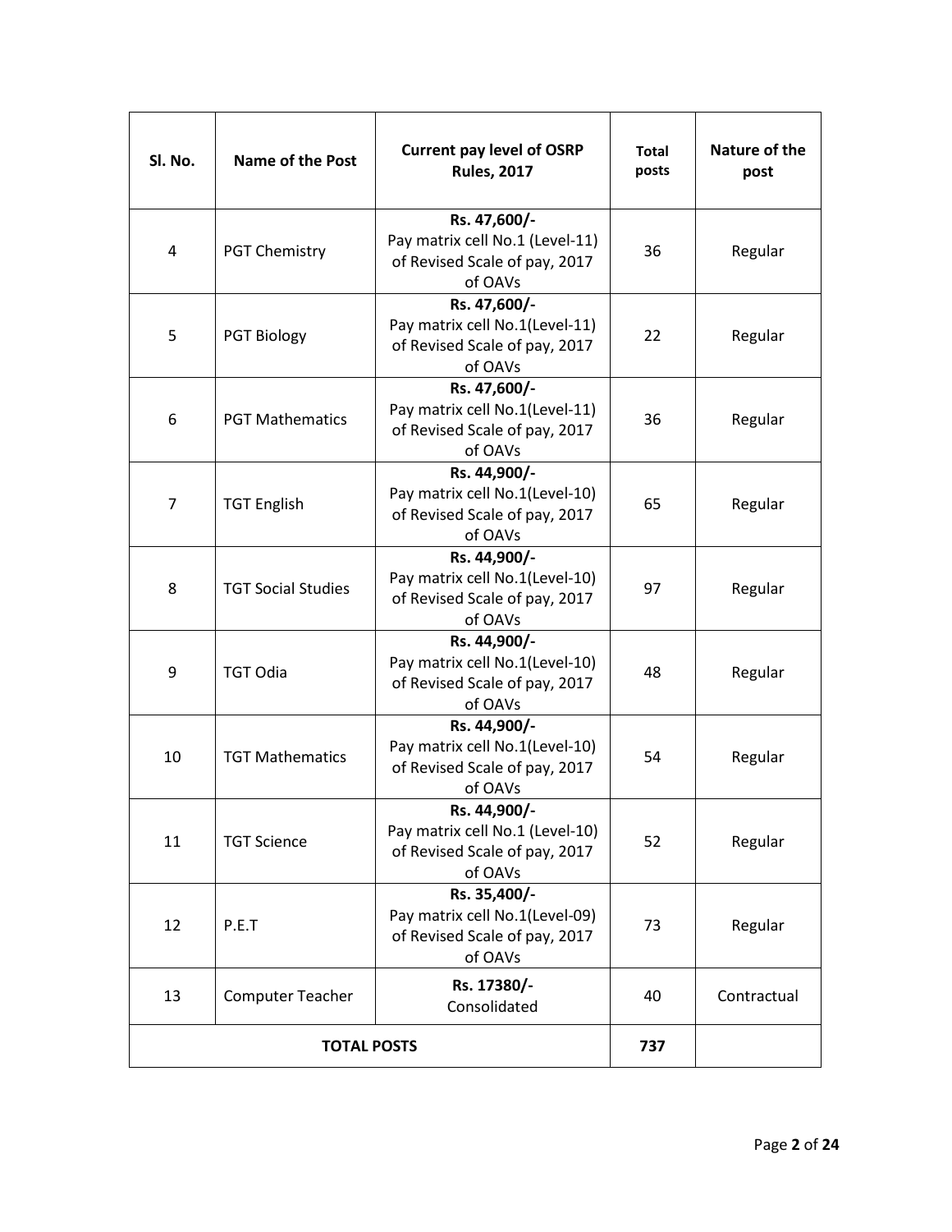| Sl. No. | Name of the Post | Current pay level of OSRP Rules, 2017 | Total posts | Nature of the post |
|---|---|---|---|---|
| 4 | PGT Chemistry | **Rs. 47,600/-** Pay matrix cell No.1 (Level-11) of Revised Scale of pay, 2017 of OAVs | 36 | Regular |
| 5 | PGT Biology | **Rs. 47,600/-** Pay matrix cell No.1(Level-11) of Revised Scale of pay, 2017 of OAVs | 22 | Regular |
| 6 | PGT Mathematics | **Rs. 47,600/-** Pay matrix cell No.1(Level-11) of Revised Scale of pay, 2017 of OAVs | 36 | Regular |
| 7 | TGT English | **Rs. 44,900/-** Pay matrix cell No.1(Level-10) of Revised Scale of pay, 2017 of OAVs | 65 | Regular |
| 8 | TGT Social Studies | **Rs. 44,900/-** Pay matrix cell No.1(Level-10) of Revised Scale of pay, 2017 of OAVs | 97 | Regular |
| 9 | TGT Odia | **Rs. 44,900/-** Pay matrix cell No.1(Level-10) of Revised Scale of pay, 2017 of OAVs | 48 | Regular |
| 10 | TGT Mathematics | **Rs. 44,900/-** Pay matrix cell No.1(Level-10) of Revised Scale of pay, 2017 of OAVs | 54 | Regular |
| 11 | TGT Science | **Rs. 44,900/-** Pay matrix cell No.1 (Level-10) of Revised Scale of pay, 2017 of OAVs | 52 | Regular |
| 12 | P.E.T | **Rs. 35,400/-** Pay matrix cell No.1(Level-09) of Revised Scale of pay, 2017 of OAVs | 73 | Regular |
| 13 | Computer Teacher | **Rs. 17380/-** Consolidated | 40 | Contractual |
| **TOTAL POSTS** | | | **737** | |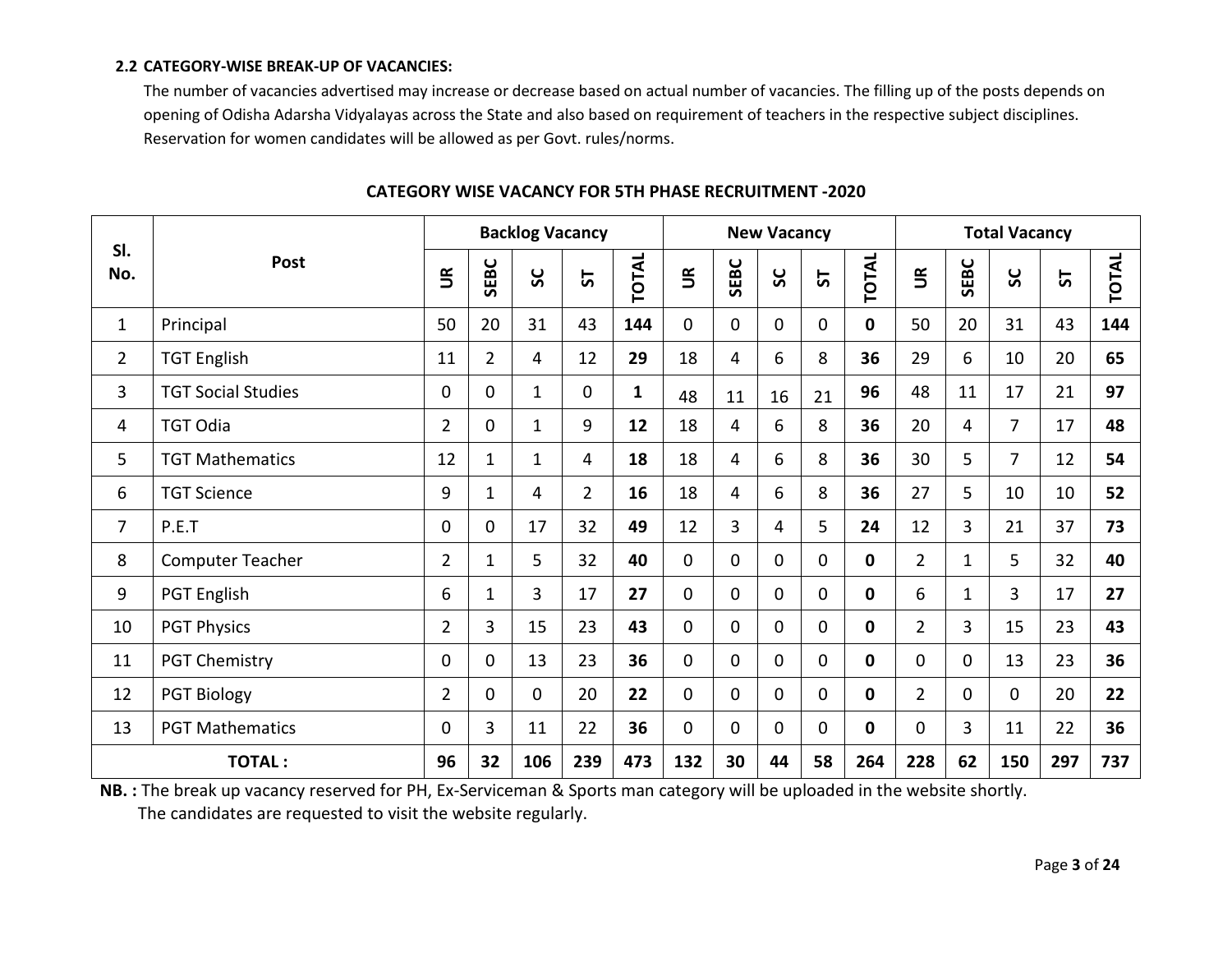### 2.2 CATEGORY-WISE BREAK-UP OF VACANCIES:

The number of vacancies advertised may increase or decrease based on actual number of vacancies. The filling up of the posts depends on opening of Odisha Adarsha Vidyalayas across the State and also based on requirement of teachers in the respective subject disciplines. Reservation for women candidates will be allowed as per Govt. rules/norms.

**CATEGORY WISE VACANCY FOR 5TH PHASE RECRUITMENT -2020**

| Sl. No. | Post | Backlog Vacancy | | | | | New Vacancy | | | | | Total Vacancy | | | | |
|---|---|---|---|---|---|---|---|---|---|---|---|---|---|---|---|---|
| | | UR | SEBC | SC | ST | TOTAL | UR | SEBC | SC | ST | TOTAL | UR | SEBC | SC | ST | TOTAL |
| 1 | Principal | 50 | 20 | 31 | 43 | **144** | 0 | 0 | 0 | 0 | **0** | 50 | 20 | 31 | 43 | **144** |
| 2 | TGT English | 11 | 2 | 4 | 12 | **29** | 18 | 4 | 6 | 8 | **36** | 29 | 6 | 10 | 20 | **65** |
| 3 | TGT Social Studies | 0 | 0 | 1 | 0 | **1** | 48 | 11 | 16 | 21 | **96** | 48 | 11 | 17 | 21 | **97** |
| 4 | TGT Odia | 2 | 0 | 1 | 9 | **12** | 18 | 4 | 6 | 8 | **36** | 20 | 4 | 7 | 17 | **48** |
| 5 | TGT Mathematics | 12 | 1 | 1 | 4 | **18** | 18 | 4 | 6 | 8 | **36** | 30 | 5 | 7 | 12 | **54** |
| 6 | TGT Science | 9 | 1 | 4 | 2 | **16** | 18 | 4 | 6 | 8 | **36** | 27 | 5 | 10 | 10 | **52** |
| 7 | P.E.T | 0 | 0 | 17 | 32 | **49** | 12 | 3 | 4 | 5 | **24** | 12 | 3 | 21 | 37 | **73** |
| 8 | Computer Teacher | 2 | 1 | 5 | 32 | **40** | 0 | 0 | 0 | 0 | **0** | 2 | 1 | 5 | 32 | **40** |
| 9 | PGT English | 6 | 1 | 3 | 17 | **27** | 0 | 0 | 0 | 0 | **0** | 6 | 1 | 3 | 17 | **27** |
| 10 | PGT Physics | 2 | 3 | 15 | 23 | **43** | 0 | 0 | 0 | 0 | **0** | 2 | 3 | 15 | 23 | **43** |
| 11 | PGT Chemistry | 0 | 0 | 13 | 23 | **36** | 0 | 0 | 0 | 0 | **0** | 0 | 0 | 13 | 23 | **36** |
| 12 | PGT Biology | 2 | 0 | 0 | 20 | **22** | 0 | 0 | 0 | 0 | **0** | 2 | 0 | 0 | 20 | **22** |
| 13 | PGT Mathematics | 0 | 3 | 11 | 22 | **36** | 0 | 0 | 0 | 0 | **0** | 0 | 3 | 11 | 22 | **36** |
| **TOTAL :** | | **96** | **32** | **106** | **239** | **473** | **132** | **30** | **44** | **58** | **264** | **228** | **62** | **150** | **297** | **737** |

**NB. :** The break up vacancy reserved for PH, Ex-Serviceman & Sports man category will be uploaded in the website shortly. The candidates are requested to visit the website regularly.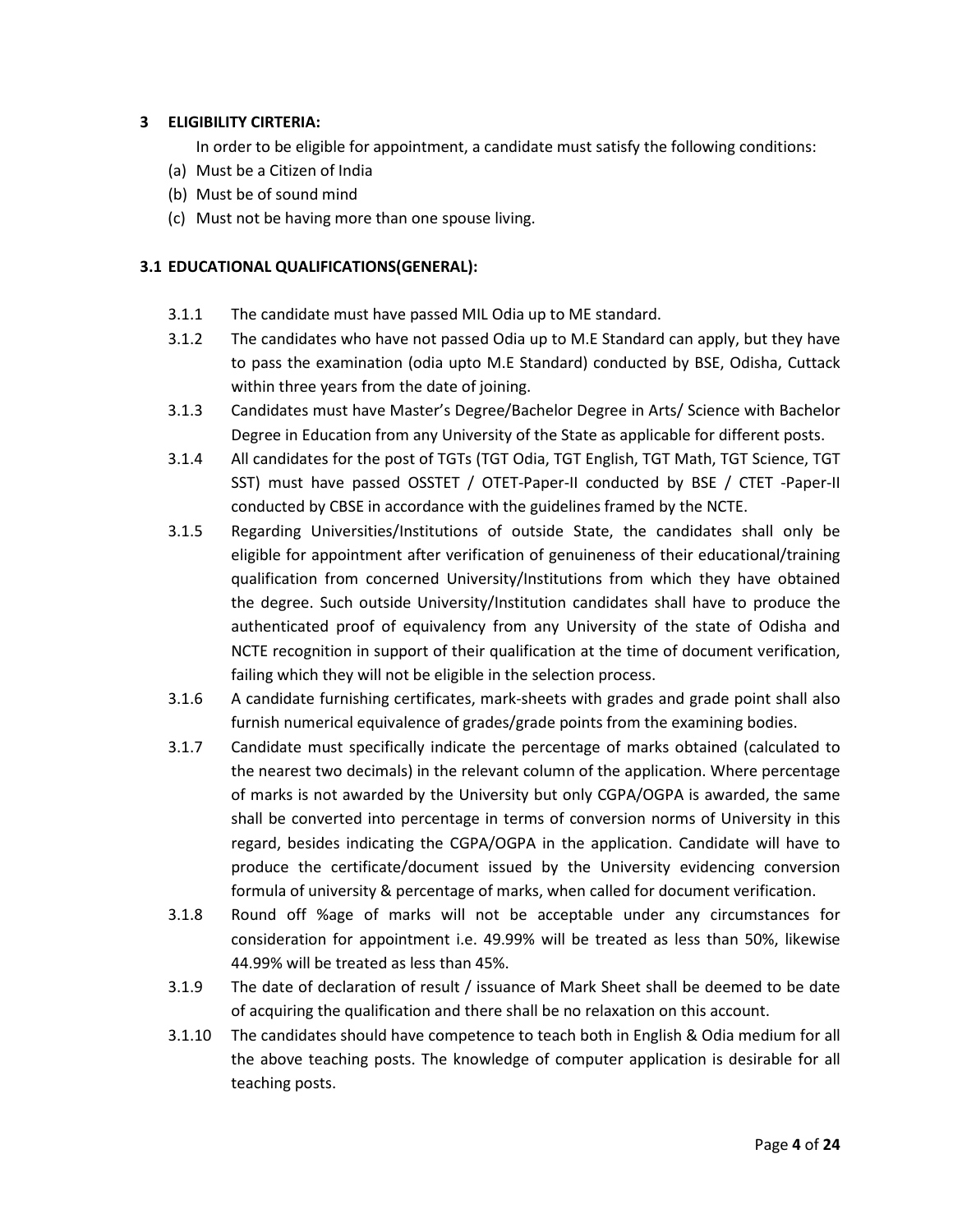## 3 ELIGIBILITY CIRTERIA:

In order to be eligible for appointment, a candidate must satisfy the following conditions:

(a) Must be a Citizen of India

(b) Must be of sound mind

(c) Must not be having more than one spouse living.

### 3.1 EDUCATIONAL QUALIFICATIONS(GENERAL):

3.1.1 The candidate must have passed MIL Odia up to ME standard.

3.1.2 The candidates who have not passed Odia up to M.E Standard can apply, but they have to pass the examination (odia upto M.E Standard) conducted by BSE, Odisha, Cuttack within three years from the date of joining.

3.1.3 Candidates must have Master's Degree/Bachelor Degree in Arts/ Science with Bachelor Degree in Education from any University of the State as applicable for different posts.

3.1.4 All candidates for the post of TGTs (TGT Odia, TGT English, TGT Math, TGT Science, TGT SST) must have passed OSSTET / OTET-Paper-II conducted by BSE / CTET -Paper-II conducted by CBSE in accordance with the guidelines framed by the NCTE.

3.1.5 Regarding Universities/Institutions of outside State, the candidates shall only be eligible for appointment after verification of genuineness of their educational/training qualification from concerned University/Institutions from which they have obtained the degree. Such outside University/Institution candidates shall have to produce the authenticated proof of equivalency from any University of the state of Odisha and NCTE recognition in support of their qualification at the time of document verification, failing which they will not be eligible in the selection process.

3.1.6 A candidate furnishing certificates, mark-sheets with grades and grade point shall also furnish numerical equivalence of grades/grade points from the examining bodies.

3.1.7 Candidate must specifically indicate the percentage of marks obtained (calculated to the nearest two decimals) in the relevant column of the application. Where percentage of marks is not awarded by the University but only CGPA/OGPA is awarded, the same shall be converted into percentage in terms of conversion norms of University in this regard, besides indicating the CGPA/OGPA in the application. Candidate will have to produce the certificate/document issued by the University evidencing conversion formula of university & percentage of marks, when called for document verification.

3.1.8 Round off %age of marks will not be acceptable under any circumstances for consideration for appointment i.e. 49.99% will be treated as less than 50%, likewise 44.99% will be treated as less than 45%.

3.1.9 The date of declaration of result / issuance of Mark Sheet shall be deemed to be date of acquiring the qualification and there shall be no relaxation on this account.

3.1.10 The candidates should have competence to teach both in English & Odia medium for all the above teaching posts. The knowledge of computer application is desirable for all teaching posts.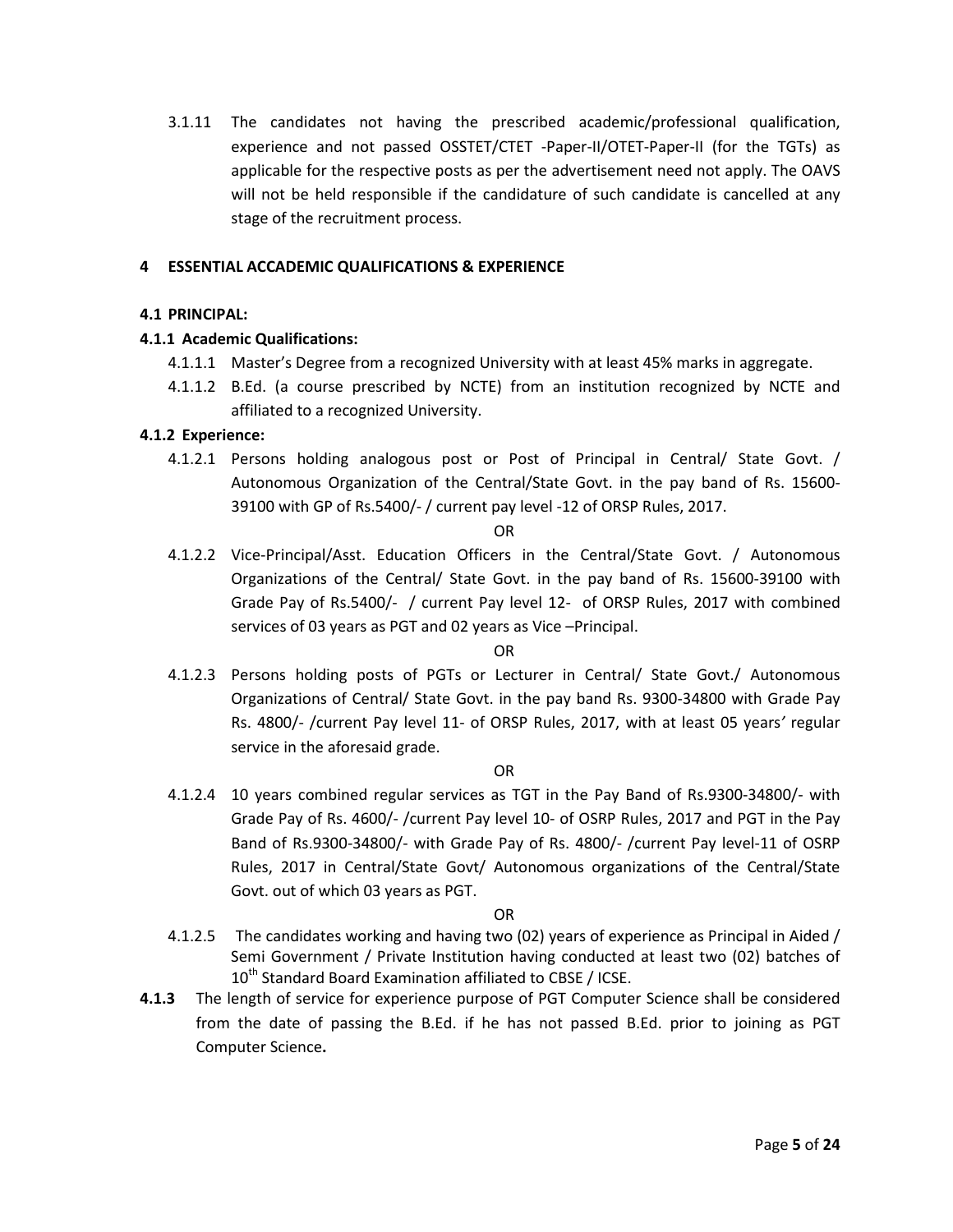3.1.11 The candidates not having the prescribed academic/professional qualification, experience and not passed OSSTET/CTET -Paper-II/OTET-Paper-II (for the TGTs) as applicable for the respective posts as per the advertisement need not apply. The OAVS will not be held responsible if the candidature of such candidate is cancelled at any stage of the recruitment process.

## 4 ESSENTIAL ACCADEMIC QUALIFICATIONS & EXPERIENCE

### 4.1 PRINCIPAL:

#### 4.1.1 Academic Qualifications:

4.1.1.1 Master's Degree from a recognized University with at least 45% marks in aggregate.

4.1.1.2 B.Ed. (a course prescribed by NCTE) from an institution recognized by NCTE and affiliated to a recognized University.

#### 4.1.2 Experience:

4.1.2.1 Persons holding analogous post or Post of Principal in Central/ State Govt. / Autonomous Organization of the Central/State Govt. in the pay band of Rs. 15600-39100 with GP of Rs.5400/- / current pay level -12 of ORSP Rules, 2017.

OR

4.1.2.2 Vice-Principal/Asst. Education Officers in the Central/State Govt. / Autonomous Organizations of the Central/ State Govt. in the pay band of Rs. 15600-39100 with Grade Pay of Rs.5400/- / current Pay level 12- of ORSP Rules, 2017 with combined services of 03 years as PGT and 02 years as Vice –Principal.

OR

4.1.2.3 Persons holding posts of PGTs or Lecturer in Central/ State Govt./ Autonomous Organizations of Central/ State Govt. in the pay band Rs. 9300-34800 with Grade Pay Rs. 4800/- /current Pay level 11- of ORSP Rules, 2017, with at least 05 years' regular service in the aforesaid grade.

OR

4.1.2.4 10 years combined regular services as TGT in the Pay Band of Rs.9300-34800/- with Grade Pay of Rs. 4600/- /current Pay level 10- of OSRP Rules, 2017 and PGT in the Pay Band of Rs.9300-34800/- with Grade Pay of Rs. 4800/- /current Pay level-11 of OSRP Rules, 2017 in Central/State Govt/ Autonomous organizations of the Central/State Govt. out of which 03 years as PGT.

OR

4.1.2.5 The candidates working and having two (02) years of experience as Principal in Aided / Semi Government / Private Institution having conducted at least two (02) batches of 10th Standard Board Examination affiliated to CBSE / ICSE.

**4.1.3** The length of service for experience purpose of PGT Computer Science shall be considered from the date of passing the B.Ed. if he has not passed B.Ed. prior to joining as PGT Computer Science**.**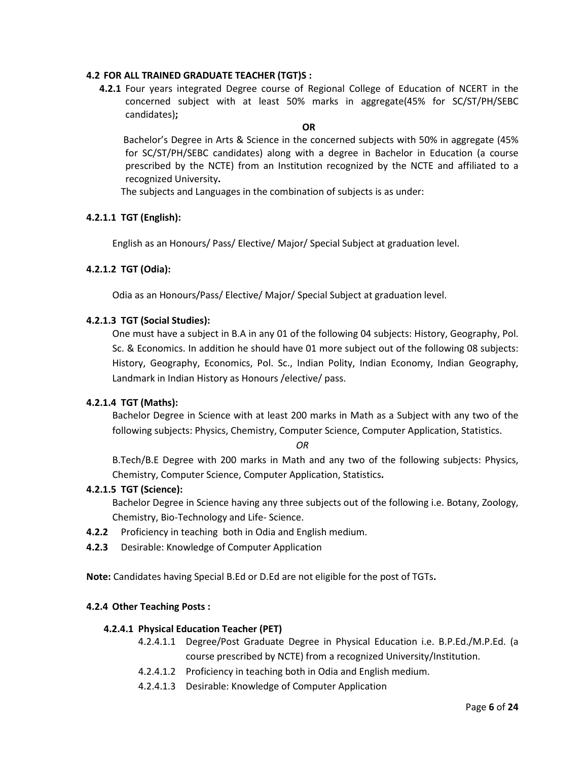**4.2 FOR ALL TRAINED GRADUATE TEACHER (TGT)S :**

**4.2.1** Four years integrated Degree course of Regional College of Education of NCERT in the concerned subject with at least 50% marks in aggregate(45% for SC/ST/PH/SEBC candidates)**;**

**OR**

Bachelor's Degree in Arts & Science in the concerned subjects with 50% in aggregate (45% for SC/ST/PH/SEBC candidates) along with a degree in Bachelor in Education (a course prescribed by the NCTE) from an Institution recognized by the NCTE and affiliated to a recognized University**.**

The subjects and Languages in the combination of subjects is as under:

**4.2.1.1 TGT (English):**

English as an Honours/ Pass/ Elective/ Major/ Special Subject at graduation level.

**4.2.1.2 TGT (Odia):**

Odia as an Honours/Pass/ Elective/ Major/ Special Subject at graduation level.

**4.2.1.3 TGT (Social Studies):**

One must have a subject in B.A in any 01 of the following 04 subjects: History, Geography, Pol. Sc. & Economics. In addition he should have 01 more subject out of the following 08 subjects: History, Geography, Economics, Pol. Sc., Indian Polity, Indian Economy, Indian Geography, Landmark in Indian History as Honours /elective/ pass.

**4.2.1.4 TGT (Maths):**

Bachelor Degree in Science with at least 200 marks in Math as a Subject with any two of the following subjects: Physics, Chemistry, Computer Science, Computer Application, Statistics.

*OR*

B.Tech/B.E Degree with 200 marks in Math and any two of the following subjects: Physics, Chemistry, Computer Science, Computer Application, Statistics**.**

**4.2.1.5 TGT (Science):**

Bachelor Degree in Science having any three subjects out of the following i.e. Botany, Zoology, Chemistry, Bio-Technology and Life- Science.

**4.2.2** Proficiency in teaching both in Odia and English medium.

**4.2.3** Desirable: Knowledge of Computer Application

**Note:** Candidates having Special B.Ed or D.Ed are not eligible for the post of TGTs**.**

**4.2.4 Other Teaching Posts :**

**4.2.4.1 Physical Education Teacher (PET)**

4.2.4.1.1 Degree/Post Graduate Degree in Physical Education i.e. B.P.Ed./M.P.Ed. (a course prescribed by NCTE) from a recognized University/Institution.

4.2.4.1.2 Proficiency in teaching both in Odia and English medium.

4.2.4.1.3 Desirable: Knowledge of Computer Application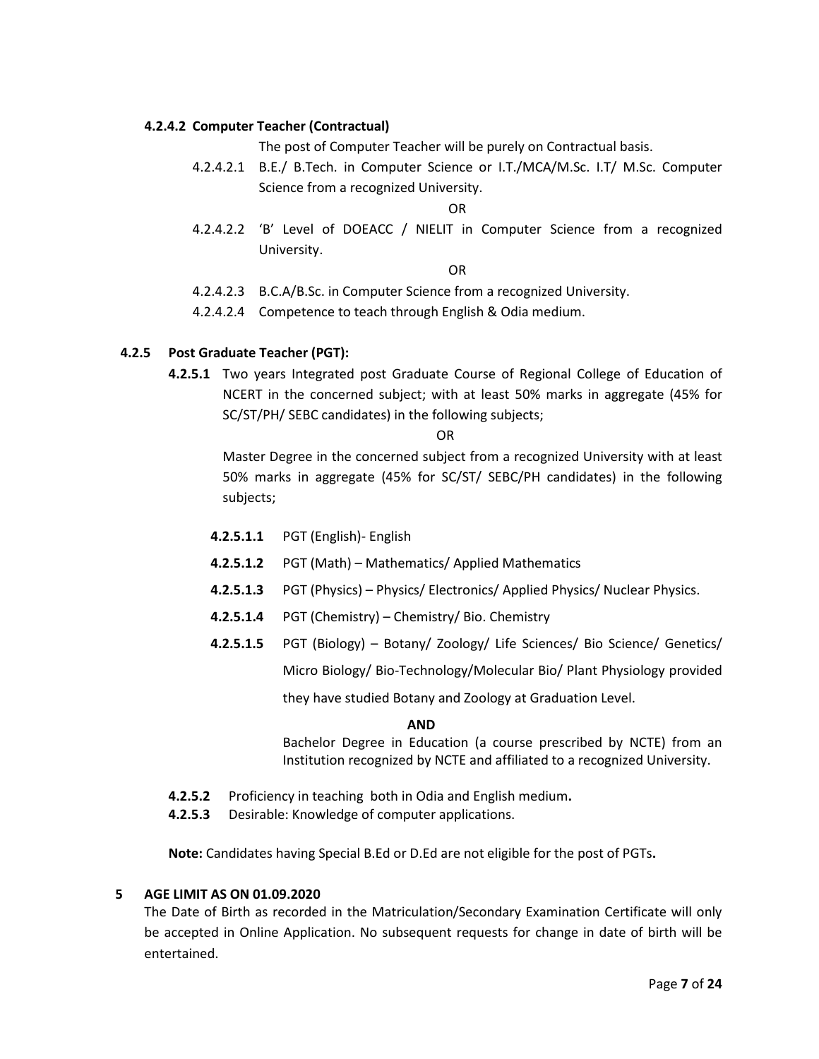#### 4.2.4.2 Computer Teacher (Contractual)

The post of Computer Teacher will be purely on Contractual basis.

4.2.4.2.1 B.E./ B.Tech. in Computer Science or I.T./MCA/M.Sc. I.T/ M.Sc. Computer Science from a recognized University.

OR

4.2.4.2.2 'B' Level of DOEACC / NIELIT in Computer Science from a recognized University.

OR

4.2.4.2.3 B.C.A/B.Sc. in Computer Science from a recognized University.

4.2.4.2.4 Competence to teach through English & Odia medium.

### 4.2.5 Post Graduate Teacher (PGT):

**4.2.5.1** Two years Integrated post Graduate Course of Regional College of Education of NCERT in the concerned subject; with at least 50% marks in aggregate (45% for SC/ST/PH/ SEBC candidates) in the following subjects;

OR

Master Degree in the concerned subject from a recognized University with at least 50% marks in aggregate (45% for SC/ST/ SEBC/PH candidates) in the following subjects;

**4.2.5.1.1** PGT (English)- English

**4.2.5.1.2** PGT (Math) – Mathematics/ Applied Mathematics

**4.2.5.1.3** PGT (Physics) – Physics/ Electronics/ Applied Physics/ Nuclear Physics.

**4.2.5.1.4** PGT (Chemistry) – Chemistry/ Bio. Chemistry

**4.2.5.1.5** PGT (Biology) – Botany/ Zoology/ Life Sciences/ Bio Science/ Genetics/ Micro Biology/ Bio-Technology/Molecular Bio/ Plant Physiology provided they have studied Botany and Zoology at Graduation Level.

**AND**

Bachelor Degree in Education (a course prescribed by NCTE) from an Institution recognized by NCTE and affiliated to a recognized University.

**4.2.5.2** Proficiency in teaching both in Odia and English medium**.**

**4.2.5.3** Desirable: Knowledge of computer applications.

**Note:** Candidates having Special B.Ed or D.Ed are not eligible for the post of PGTs**.**

## 5 AGE LIMIT AS ON 01.09.2020

The Date of Birth as recorded in the Matriculation/Secondary Examination Certificate will only be accepted in Online Application. No subsequent requests for change in date of birth will be entertained.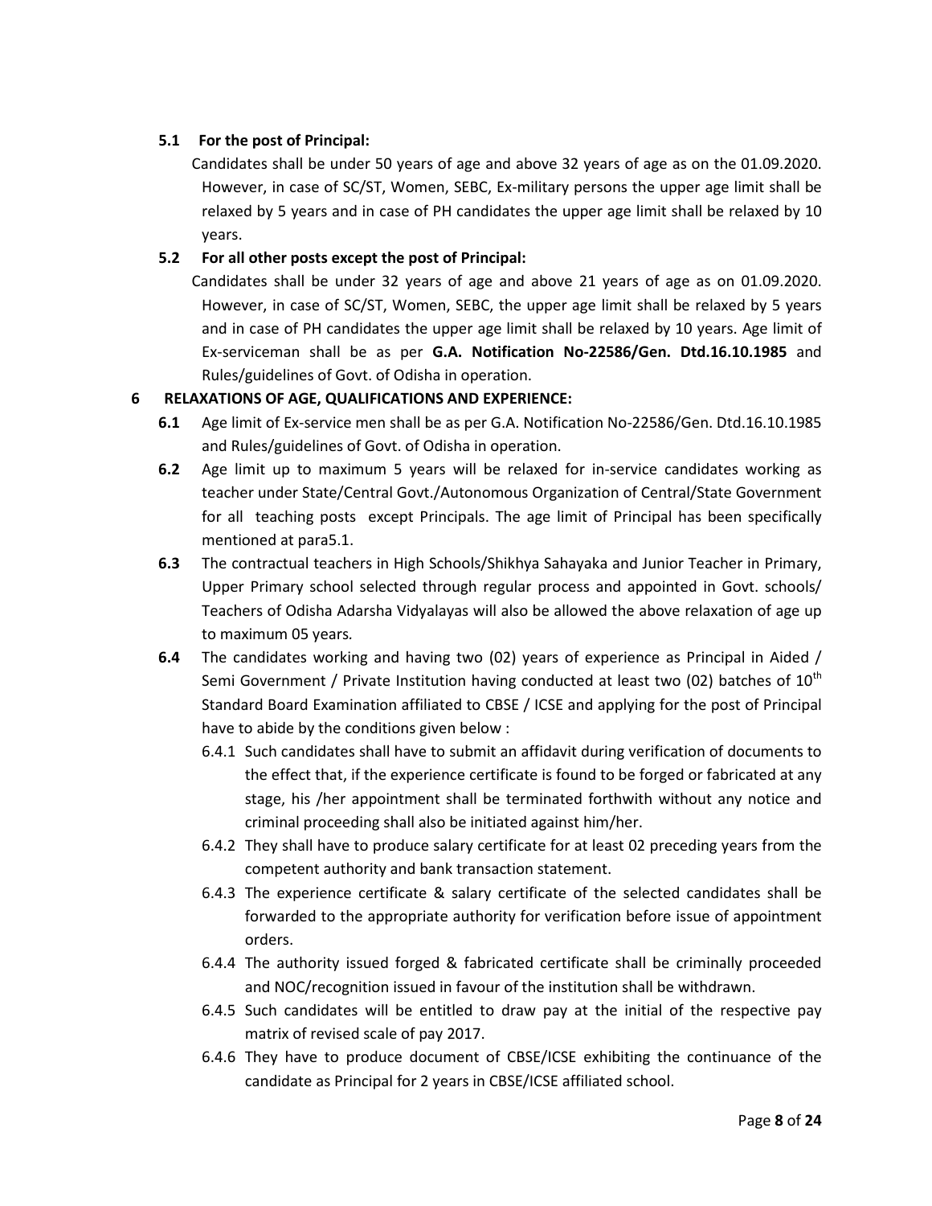**5.1 For the post of Principal:**

Candidates shall be under 50 years of age and above 32 years of age as on the 01.09.2020. However, in case of SC/ST, Women, SEBC, Ex-military persons the upper age limit shall be relaxed by 5 years and in case of PH candidates the upper age limit shall be relaxed by 10 years.

**5.2 For all other posts except the post of Principal:**

Candidates shall be under 32 years of age and above 21 years of age as on 01.09.2020. However, in case of SC/ST, Women, SEBC, the upper age limit shall be relaxed by 5 years and in case of PH candidates the upper age limit shall be relaxed by 10 years. Age limit of Ex-serviceman shall be as per **G.A. Notification No-22586/Gen. Dtd.16.10.1985** and Rules/guidelines of Govt. of Odisha in operation.

**6 RELAXATIONS OF AGE, QUALIFICATIONS AND EXPERIENCE:**

**6.1** Age limit of Ex-service men shall be as per G.A. Notification No-22586/Gen. Dtd.16.10.1985 and Rules/guidelines of Govt. of Odisha in operation.

**6.2** Age limit up to maximum 5 years will be relaxed for in-service candidates working as teacher under State/Central Govt./Autonomous Organization of Central/State Government for all teaching posts except Principals. The age limit of Principal has been specifically mentioned at para5.1.

**6.3** The contractual teachers in High Schools/Shikhya Sahayaka and Junior Teacher in Primary, Upper Primary school selected through regular process and appointed in Govt. schools/ Teachers of Odisha Adarsha Vidyalayas will also be allowed the above relaxation of age up to maximum 05 years.

**6.4** The candidates working and having two (02) years of experience as Principal in Aided / Semi Government / Private Institution having conducted at least two (02) batches of 10th Standard Board Examination affiliated to CBSE / ICSE and applying for the post of Principal have to abide by the conditions given below :

6.4.1 Such candidates shall have to submit an affidavit during verification of documents to the effect that, if the experience certificate is found to be forged or fabricated at any stage, his /her appointment shall be terminated forthwith without any notice and criminal proceeding shall also be initiated against him/her.

6.4.2 They shall have to produce salary certificate for at least 02 preceding years from the competent authority and bank transaction statement.

6.4.3 The experience certificate & salary certificate of the selected candidates shall be forwarded to the appropriate authority for verification before issue of appointment orders.

6.4.4 The authority issued forged & fabricated certificate shall be criminally proceeded and NOC/recognition issued in favour of the institution shall be withdrawn.

6.4.5 Such candidates will be entitled to draw pay at the initial of the respective pay matrix of revised scale of pay 2017.

6.4.6 They have to produce document of CBSE/ICSE exhibiting the continuance of the candidate as Principal for 2 years in CBSE/ICSE affiliated school.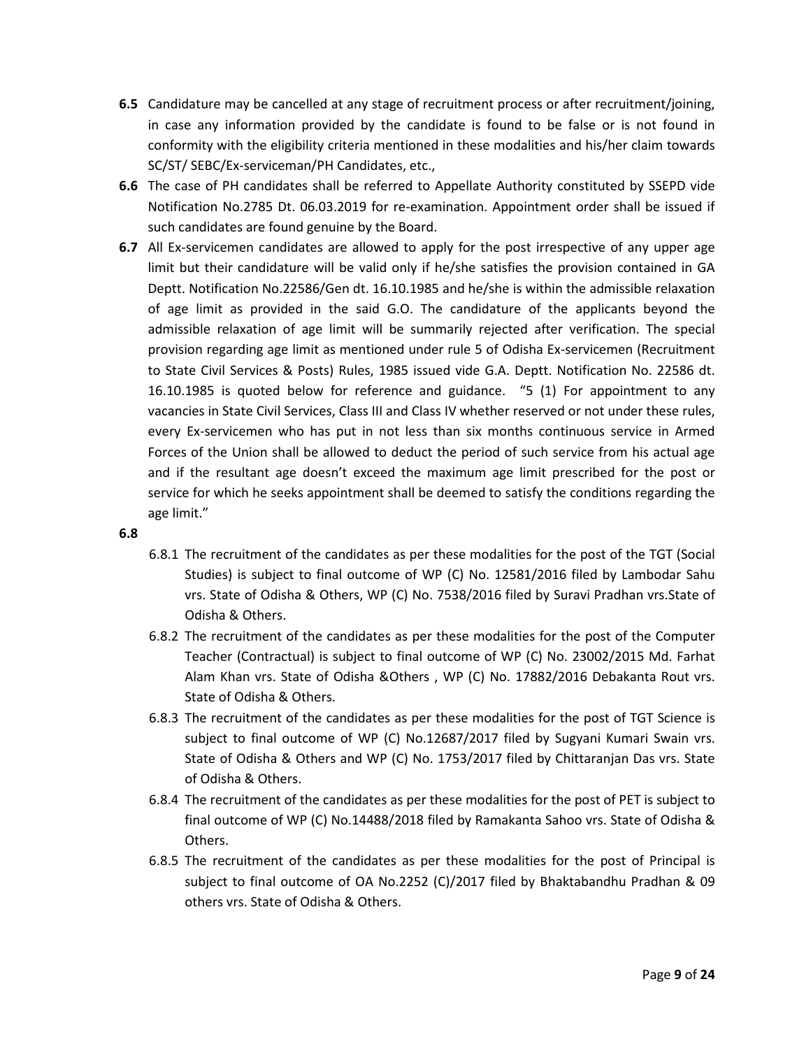**6.5** Candidature may be cancelled at any stage of recruitment process or after recruitment/joining, in case any information provided by the candidate is found to be false or is not found in conformity with the eligibility criteria mentioned in these modalities and his/her claim towards SC/ST/ SEBC/Ex-serviceman/PH Candidates, etc.,

**6.6** The case of PH candidates shall be referred to Appellate Authority constituted by SSEPD vide Notification No.2785 Dt. 06.03.2019 for re-examination. Appointment order shall be issued if such candidates are found genuine by the Board.

**6.7** All Ex-servicemen candidates are allowed to apply for the post irrespective of any upper age limit but their candidature will be valid only if he/she satisfies the provision contained in GA Deptt. Notification No.22586/Gen dt. 16.10.1985 and he/she is within the admissible relaxation of age limit as provided in the said G.O. The candidature of the applicants beyond the admissible relaxation of age limit will be summarily rejected after verification. The special provision regarding age limit as mentioned under rule 5 of Odisha Ex-servicemen (Recruitment to State Civil Services & Posts) Rules, 1985 issued vide G.A. Deptt. Notification No. 22586 dt. 16.10.1985 is quoted below for reference and guidance. "5 (1) For appointment to any vacancies in State Civil Services, Class III and Class IV whether reserved or not under these rules, every Ex-servicemen who has put in not less than six months continuous service in Armed Forces of the Union shall be allowed to deduct the period of such service from his actual age and if the resultant age doesn't exceed the maximum age limit prescribed for the post or service for which he seeks appointment shall be deemed to satisfy the conditions regarding the age limit."

**6.8**

6.8.1 The recruitment of the candidates as per these modalities for the post of the TGT (Social Studies) is subject to final outcome of WP (C) No. 12581/2016 filed by Lambodar Sahu vrs. State of Odisha & Others, WP (C) No. 7538/2016 filed by Suravi Pradhan vrs.State of Odisha & Others.

6.8.2 The recruitment of the candidates as per these modalities for the post of the Computer Teacher (Contractual) is subject to final outcome of WP (C) No. 23002/2015 Md. Farhat Alam Khan vrs. State of Odisha &Others , WP (C) No. 17882/2016 Debakanta Rout vrs. State of Odisha & Others.

6.8.3 The recruitment of the candidates as per these modalities for the post of TGT Science is subject to final outcome of WP (C) No.12687/2017 filed by Sugyani Kumari Swain vrs. State of Odisha & Others and WP (C) No. 1753/2017 filed by Chittaranjan Das vrs. State of Odisha & Others.

6.8.4 The recruitment of the candidates as per these modalities for the post of PET is subject to final outcome of WP (C) No.14488/2018 filed by Ramakanta Sahoo vrs. State of Odisha & Others.

6.8.5 The recruitment of the candidates as per these modalities for the post of Principal is subject to final outcome of OA No.2252 (C)/2017 filed by Bhaktabandhu Pradhan & 09 others vrs. State of Odisha & Others.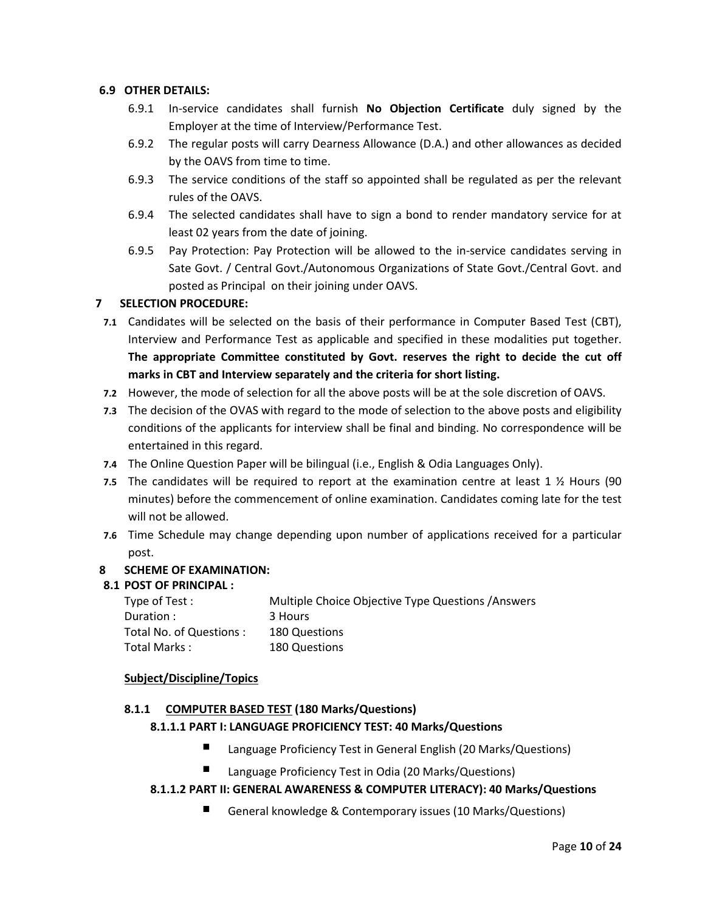### 6.9 OTHER DETAILS:

- 6.9.1 In-service candidates shall furnish **No Objection Certificate** duly signed by the Employer at the time of Interview/Performance Test.
- 6.9.2 The regular posts will carry Dearness Allowance (D.A.) and other allowances as decided by the OAVS from time to time.
- 6.9.3 The service conditions of the staff so appointed shall be regulated as per the relevant rules of the OAVS.
- 6.9.4 The selected candidates shall have to sign a bond to render mandatory service for at least 02 years from the date of joining.
- 6.9.5 Pay Protection: Pay Protection will be allowed to the in-service candidates serving in Sate Govt. / Central Govt./Autonomous Organizations of State Govt./Central Govt. and posted as Principal on their joining under OAVS.

## 7 SELECTION PROCEDURE:

- **7.1** Candidates will be selected on the basis of their performance in Computer Based Test (CBT), Interview and Performance Test as applicable and specified in these modalities put together. **The appropriate Committee constituted by Govt. reserves the right to decide the cut off marks in CBT and Interview separately and the criteria for short listing.**
- **7.2** However, the mode of selection for all the above posts will be at the sole discretion of OAVS.
- **7.3** The decision of the OVAS with regard to the mode of selection to the above posts and eligibility conditions of the applicants for interview shall be final and binding. No correspondence will be entertained in this regard.
- **7.4** The Online Question Paper will be bilingual (i.e., English & Odia Languages Only).
- **7.5** The candidates will be required to report at the examination centre at least 1 ½ Hours (90 minutes) before the commencement of online examination. Candidates coming late for the test will not be allowed.
- **7.6** Time Schedule may change depending upon number of applications received for a particular post.

## 8 SCHEME OF EXAMINATION:

### 8.1 POST OF PRINCIPAL :

| | |
|---|---|
| Type of Test : | Multiple Choice Objective Type Questions /Answers |
| Duration : | 3 Hours |
| Total No. of Questions : | 180 Questions |
| Total Marks : | 180 Questions |

**Subject/Discipline/Topics**

#### 8.1.1 COMPUTER BASED TEST (180 Marks/Questions)

**8.1.1.1 PART I: LANGUAGE PROFICIENCY TEST: 40 Marks/Questions**

- Language Proficiency Test in General English (20 Marks/Questions)
- Language Proficiency Test in Odia (20 Marks/Questions)

**8.1.1.2 PART II: GENERAL AWARENESS & COMPUTER LITERACY): 40 Marks/Questions**

- General knowledge & Contemporary issues (10 Marks/Questions)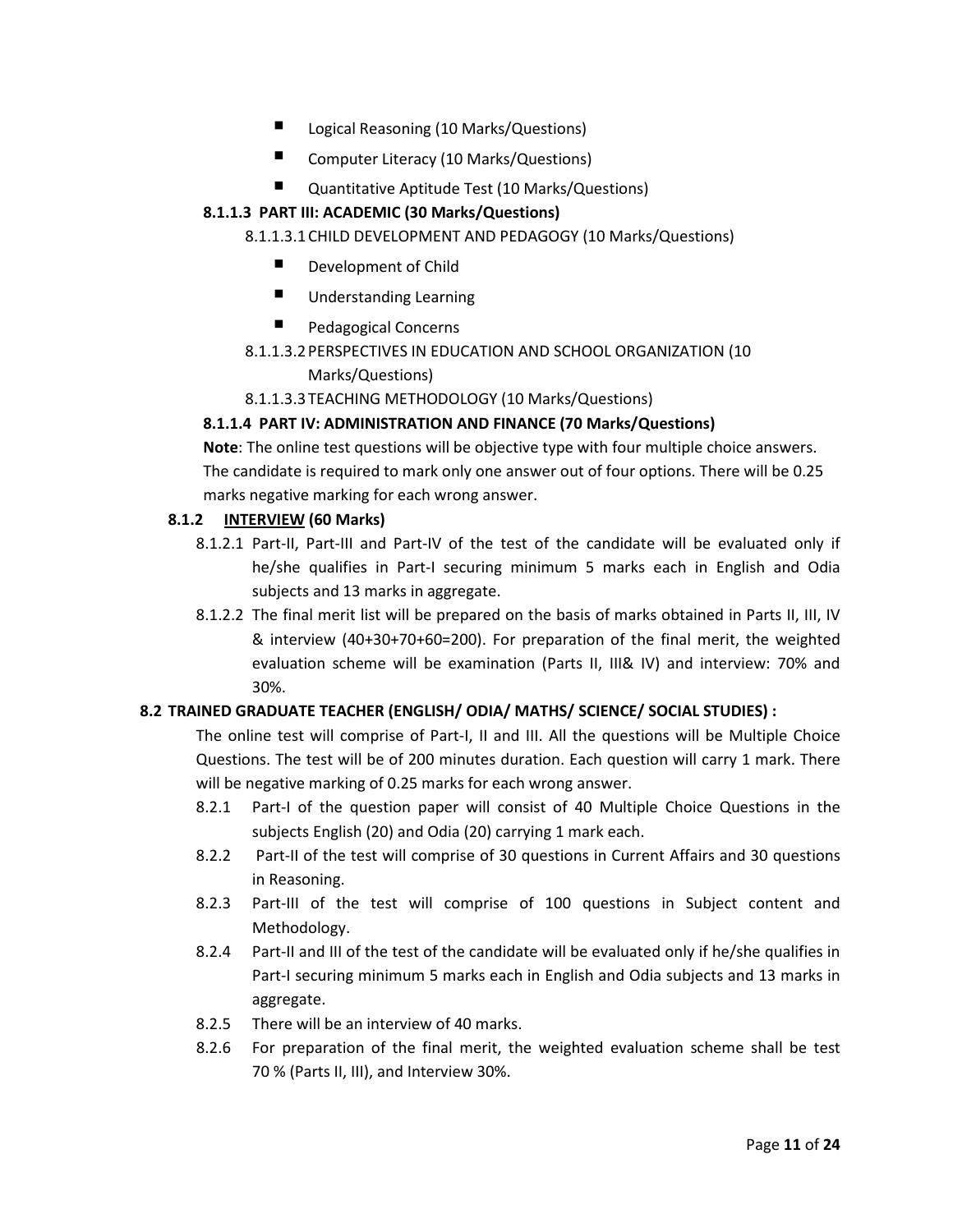- Logical Reasoning (10 Marks/Questions)
- Computer Literacy (10 Marks/Questions)
- Quantitative Aptitude Test (10 Marks/Questions)

**8.1.1.3 PART III: ACADEMIC (30 Marks/Questions)**

8.1.1.3.1 CHILD DEVELOPMENT AND PEDAGOGY (10 Marks/Questions)

- Development of Child
- Understanding Learning
- Pedagogical Concerns

8.1.1.3.2 PERSPECTIVES IN EDUCATION AND SCHOOL ORGANIZATION (10 Marks/Questions)

8.1.1.3.3 TEACHING METHODOLOGY (10 Marks/Questions)

**8.1.1.4 PART IV: ADMINISTRATION AND FINANCE (70 Marks/Questions)**

**Note**: The online test questions will be objective type with four multiple choice answers. The candidate is required to mark only one answer out of four options. There will be 0.25 marks negative marking for each wrong answer.

**8.1.2 INTERVIEW (60 Marks)**

8.1.2.1 Part-II, Part-III and Part-IV of the test of the candidate will be evaluated only if he/she qualifies in Part-I securing minimum 5 marks each in English and Odia subjects and 13 marks in aggregate.

8.1.2.2 The final merit list will be prepared on the basis of marks obtained in Parts II, III, IV & interview (40+30+70+60=200). For preparation of the final merit, the weighted evaluation scheme will be examination (Parts II, III& IV) and interview: 70% and 30%.

**8.2 TRAINED GRADUATE TEACHER (ENGLISH/ ODIA/ MATHS/ SCIENCE/ SOCIAL STUDIES) :**

The online test will comprise of Part-I, II and III. All the questions will be Multiple Choice Questions. The test will be of 200 minutes duration. Each question will carry 1 mark. There will be negative marking of 0.25 marks for each wrong answer.

8.2.1 Part-I of the question paper will consist of 40 Multiple Choice Questions in the subjects English (20) and Odia (20) carrying 1 mark each.

8.2.2 Part-II of the test will comprise of 30 questions in Current Affairs and 30 questions in Reasoning.

8.2.3 Part-III of the test will comprise of 100 questions in Subject content and Methodology.

8.2.4 Part-II and III of the test of the candidate will be evaluated only if he/she qualifies in Part-I securing minimum 5 marks each in English and Odia subjects and 13 marks in aggregate.

8.2.5 There will be an interview of 40 marks.

8.2.6 For preparation of the final merit, the weighted evaluation scheme shall be test 70 % (Parts II, III), and Interview 30%.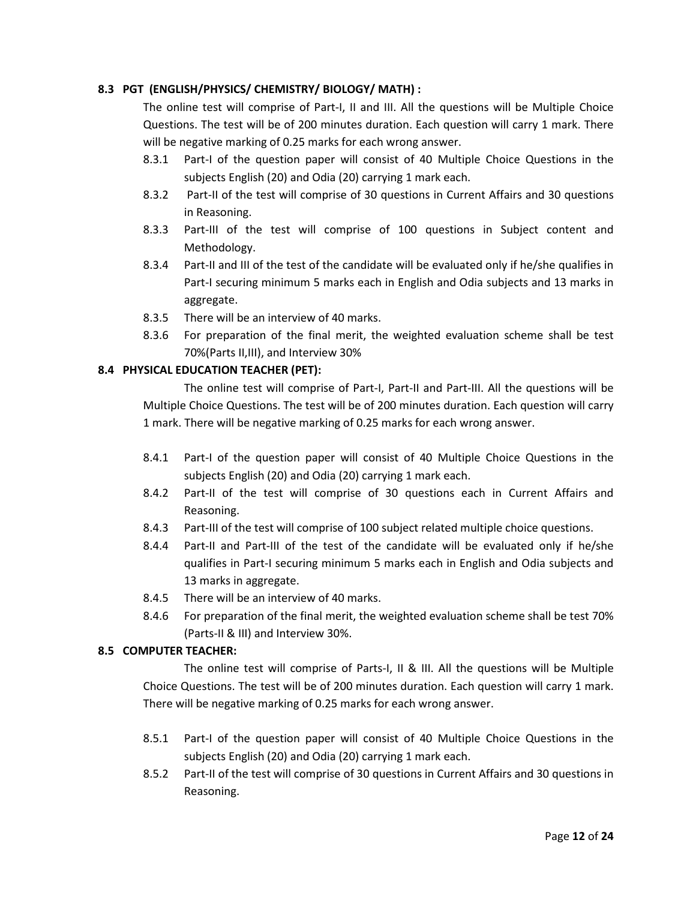**8.3 PGT (ENGLISH/PHYSICS/ CHEMISTRY/ BIOLOGY/ MATH) :**

The online test will comprise of Part-I, II and III. All the questions will be Multiple Choice Questions. The test will be of 200 minutes duration. Each question will carry 1 mark. There will be negative marking of 0.25 marks for each wrong answer.

- 8.3.1 Part-I of the question paper will consist of 40 Multiple Choice Questions in the subjects English (20) and Odia (20) carrying 1 mark each.
- 8.3.2 Part-II of the test will comprise of 30 questions in Current Affairs and 30 questions in Reasoning.
- 8.3.3 Part-III of the test will comprise of 100 questions in Subject content and Methodology.
- 8.3.4 Part-II and III of the test of the candidate will be evaluated only if he/she qualifies in Part-I securing minimum 5 marks each in English and Odia subjects and 13 marks in aggregate.
- 8.3.5 There will be an interview of 40 marks.
- 8.3.6 For preparation of the final merit, the weighted evaluation scheme shall be test 70%(Parts II,III), and Interview 30%

**8.4 PHYSICAL EDUCATION TEACHER (PET):**

The online test will comprise of Part-I, Part-II and Part-III. All the questions will be Multiple Choice Questions. The test will be of 200 minutes duration. Each question will carry 1 mark. There will be negative marking of 0.25 marks for each wrong answer.

- 8.4.1 Part-I of the question paper will consist of 40 Multiple Choice Questions in the subjects English (20) and Odia (20) carrying 1 mark each.
- 8.4.2 Part-II of the test will comprise of 30 questions each in Current Affairs and Reasoning.
- 8.4.3 Part-III of the test will comprise of 100 subject related multiple choice questions.
- 8.4.4 Part-II and Part-III of the test of the candidate will be evaluated only if he/she qualifies in Part-I securing minimum 5 marks each in English and Odia subjects and 13 marks in aggregate.
- 8.4.5 There will be an interview of 40 marks.
- 8.4.6 For preparation of the final merit, the weighted evaluation scheme shall be test 70% (Parts-II & III) and Interview 30%.

**8.5 COMPUTER TEACHER:**

The online test will comprise of Parts-I, II & III. All the questions will be Multiple Choice Questions. The test will be of 200 minutes duration. Each question will carry 1 mark. There will be negative marking of 0.25 marks for each wrong answer.

- 8.5.1 Part-I of the question paper will consist of 40 Multiple Choice Questions in the subjects English (20) and Odia (20) carrying 1 mark each.
- 8.5.2 Part-II of the test will comprise of 30 questions in Current Affairs and 30 questions in Reasoning.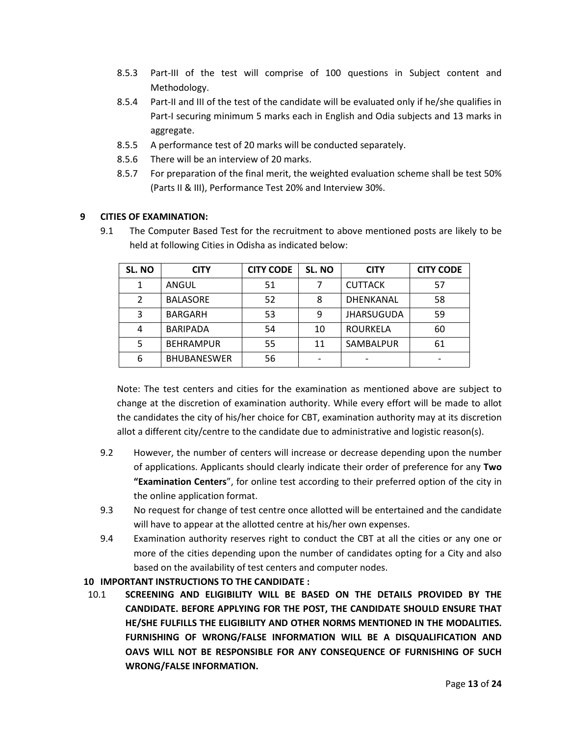8.5.3 Part-III of the test will comprise of 100 questions in Subject content and Methodology.

8.5.4 Part-II and III of the test of the candidate will be evaluated only if he/she qualifies in Part-I securing minimum 5 marks each in English and Odia subjects and 13 marks in aggregate.

8.5.5 A performance test of 20 marks will be conducted separately.

8.5.6 There will be an interview of 20 marks.

8.5.7 For preparation of the final merit, the weighted evaluation scheme shall be test 50% (Parts II & III), Performance Test 20% and Interview 30%.

## 9 CITIES OF EXAMINATION:

9.1 The Computer Based Test for the recruitment to above mentioned posts are likely to be held at following Cities in Odisha as indicated below:

| SL. NO | CITY | CITY CODE | SL. NO | CITY | CITY CODE |
|---|---|---|---|---|---|
| 1 | ANGUL | 51 | 7 | CUTTACK | 57 |
| 2 | BALASORE | 52 | 8 | DHENKANAL | 58 |
| 3 | BARGARH | 53 | 9 | JHARSUGUDA | 59 |
| 4 | BARIPADA | 54 | 10 | ROURKELA | 60 |
| 5 | BEHRAMPUR | 55 | 11 | SAMBALPUR | 61 |
| 6 | BHUBANESWER | 56 | - | - | - |

Note: The test centers and cities for the examination as mentioned above are subject to change at the discretion of examination authority. While every effort will be made to allot the candidates the city of his/her choice for CBT, examination authority may at its discretion allot a different city/centre to the candidate due to administrative and logistic reason(s).

9.2 However, the number of centers will increase or decrease depending upon the number of applications. Applicants should clearly indicate their order of preference for any **Two "Examination Centers"**, for online test according to their preferred option of the city in the online application format.

9.3 No request for change of test centre once allotted will be entertained and the candidate will have to appear at the allotted centre at his/her own expenses.

9.4 Examination authority reserves right to conduct the CBT at all the cities or any one or more of the cities depending upon the number of candidates opting for a City and also based on the availability of test centers and computer nodes.

## 10 IMPORTANT INSTRUCTIONS TO THE CANDIDATE :

10.1 **SCREENING AND ELIGIBILITY WILL BE BASED ON THE DETAILS PROVIDED BY THE CANDIDATE. BEFORE APPLYING FOR THE POST, THE CANDIDATE SHOULD ENSURE THAT HE/SHE FULFILLS THE ELIGIBILITY AND OTHER NORMS MENTIONED IN THE MODALITIES. FURNISHING OF WRONG/FALSE INFORMATION WILL BE A DISQUALIFICATION AND OAVS WILL NOT BE RESPONSIBLE FOR ANY CONSEQUENCE OF FURNISHING OF SUCH WRONG/FALSE INFORMATION.**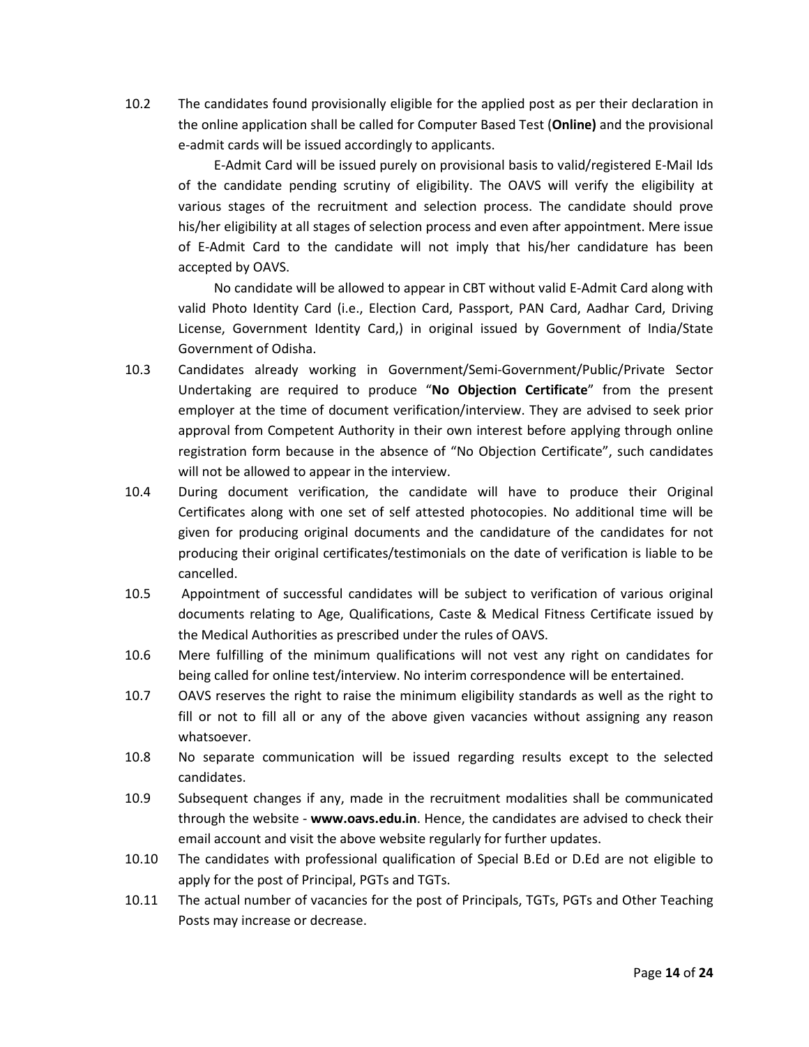10.2 The candidates found provisionally eligible for the applied post as per their declaration in the online application shall be called for Computer Based Test (**Online)** and the provisional e-admit cards will be issued accordingly to applicants.

E-Admit Card will be issued purely on provisional basis to valid/registered E-Mail Ids of the candidate pending scrutiny of eligibility. The OAVS will verify the eligibility at various stages of the recruitment and selection process. The candidate should prove his/her eligibility at all stages of selection process and even after appointment. Mere issue of E-Admit Card to the candidate will not imply that his/her candidature has been accepted by OAVS.

No candidate will be allowed to appear in CBT without valid E-Admit Card along with valid Photo Identity Card (i.e., Election Card, Passport, PAN Card, Aadhar Card, Driving License, Government Identity Card,) in original issued by Government of India/State Government of Odisha.

10.3 Candidates already working in Government/Semi-Government/Public/Private Sector Undertaking are required to produce "**No Objection Certificate**" from the present employer at the time of document verification/interview. They are advised to seek prior approval from Competent Authority in their own interest before applying through online registration form because in the absence of "No Objection Certificate", such candidates will not be allowed to appear in the interview.

10.4 During document verification, the candidate will have to produce their Original Certificates along with one set of self attested photocopies. No additional time will be given for producing original documents and the candidature of the candidates for not producing their original certificates/testimonials on the date of verification is liable to be cancelled.

10.5 Appointment of successful candidates will be subject to verification of various original documents relating to Age, Qualifications, Caste & Medical Fitness Certificate issued by the Medical Authorities as prescribed under the rules of OAVS.

10.6 Mere fulfilling of the minimum qualifications will not vest any right on candidates for being called for online test/interview. No interim correspondence will be entertained.

10.7 OAVS reserves the right to raise the minimum eligibility standards as well as the right to fill or not to fill all or any of the above given vacancies without assigning any reason whatsoever.

10.8 No separate communication will be issued regarding results except to the selected candidates.

10.9 Subsequent changes if any, made in the recruitment modalities shall be communicated through the website - **www.oavs.edu.in**. Hence, the candidates are advised to check their email account and visit the above website regularly for further updates.

10.10 The candidates with professional qualification of Special B.Ed or D.Ed are not eligible to apply for the post of Principal, PGTs and TGTs.

10.11 The actual number of vacancies for the post of Principals, TGTs, PGTs and Other Teaching Posts may increase or decrease.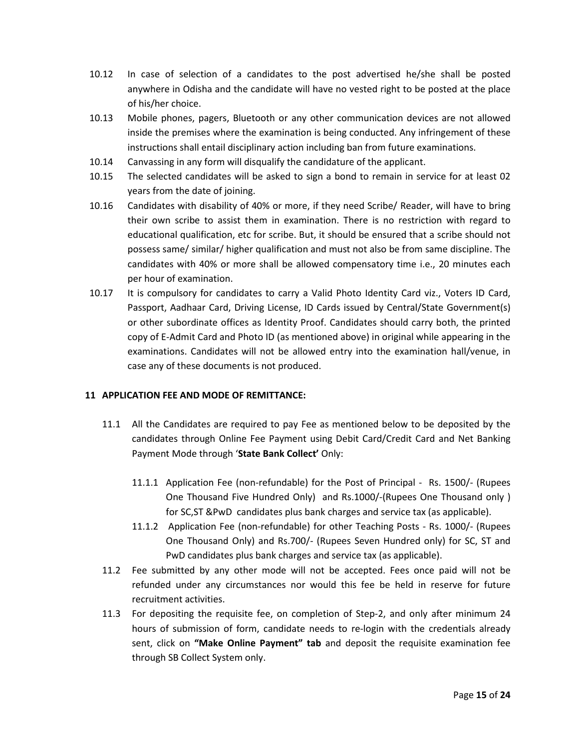10.12 In case of selection of a candidates to the post advertised he/she shall be posted anywhere in Odisha and the candidate will have no vested right to be posted at the place of his/her choice.

10.13 Mobile phones, pagers, Bluetooth or any other communication devices are not allowed inside the premises where the examination is being conducted. Any infringement of these instructions shall entail disciplinary action including ban from future examinations.

10.14 Canvassing in any form will disqualify the candidature of the applicant.

10.15 The selected candidates will be asked to sign a bond to remain in service for at least 02 years from the date of joining.

10.16 Candidates with disability of 40% or more, if they need Scribe/ Reader, will have to bring their own scribe to assist them in examination. There is no restriction with regard to educational qualification, etc for scribe. But, it should be ensured that a scribe should not possess same/ similar/ higher qualification and must not also be from same discipline. The candidates with 40% or more shall be allowed compensatory time i.e., 20 minutes each per hour of examination.

10.17 It is compulsory for candidates to carry a Valid Photo Identity Card viz., Voters ID Card, Passport, Aadhaar Card, Driving License, ID Cards issued by Central/State Government(s) or other subordinate offices as Identity Proof. Candidates should carry both, the printed copy of E-Admit Card and Photo ID (as mentioned above) in original while appearing in the examinations. Candidates will not be allowed entry into the examination hall/venue, in case any of these documents is not produced.

## 11 APPLICATION FEE AND MODE OF REMITTANCE:

11.1 All the Candidates are required to pay Fee as mentioned below to be deposited by the candidates through Online Fee Payment using Debit Card/Credit Card and Net Banking Payment Mode through '**State Bank Collect'** Only:

11.1.1 Application Fee (non-refundable) for the Post of Principal - Rs. 1500/- (Rupees One Thousand Five Hundred Only) and Rs.1000/-(Rupees One Thousand only ) for SC,ST &PwD candidates plus bank charges and service tax (as applicable).

11.1.2 Application Fee (non-refundable) for other Teaching Posts - Rs. 1000/- (Rupees One Thousand Only) and Rs.700/- (Rupees Seven Hundred only) for SC, ST and PwD candidates plus bank charges and service tax (as applicable).

11.2 Fee submitted by any other mode will not be accepted. Fees once paid will not be refunded under any circumstances nor would this fee be held in reserve for future recruitment activities.

11.3 For depositing the requisite fee, on completion of Step-2, and only after minimum 24 hours of submission of form, candidate needs to re-login with the credentials already sent, click on **"Make Online Payment" tab** and deposit the requisite examination fee through SB Collect System only.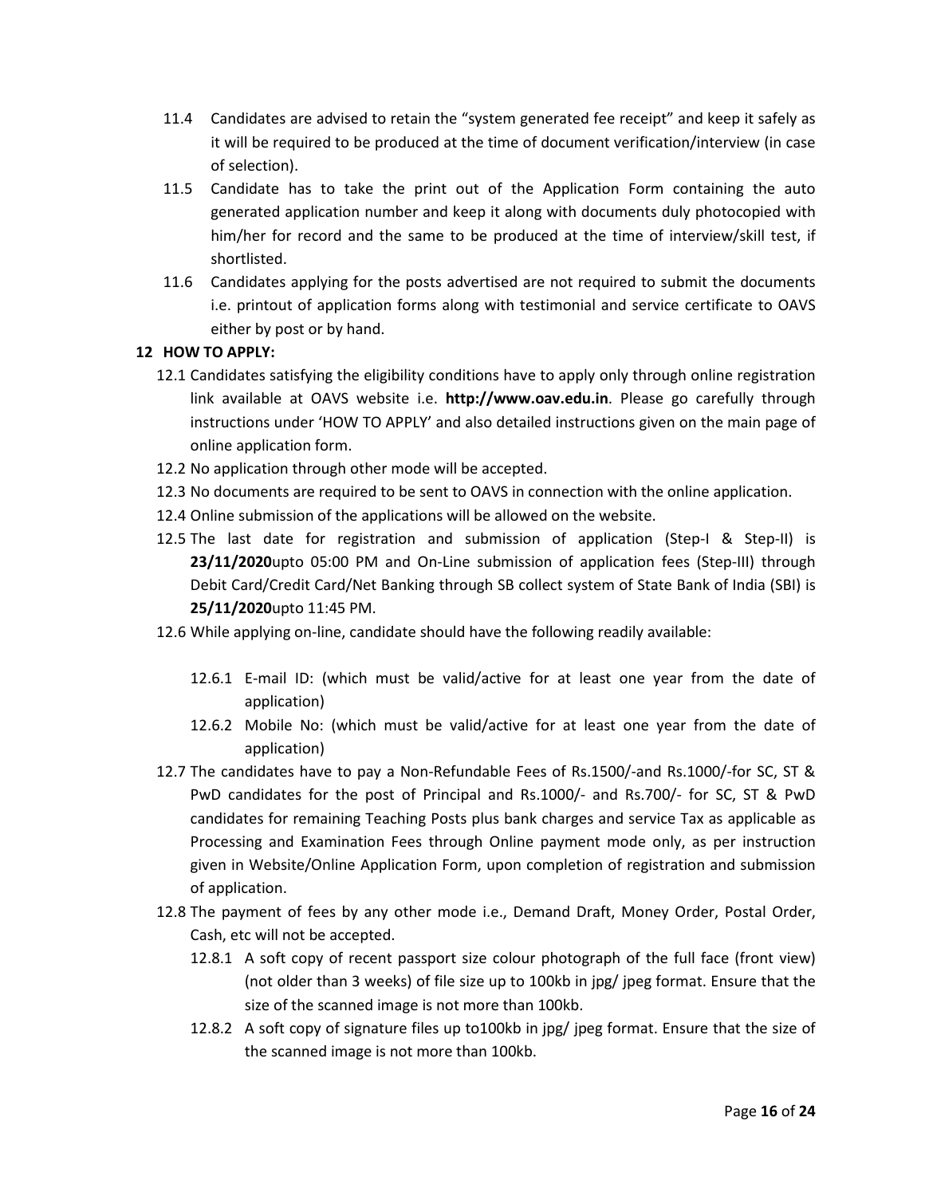11.4 Candidates are advised to retain the "system generated fee receipt" and keep it safely as it will be required to be produced at the time of document verification/interview (in case of selection).

11.5 Candidate has to take the print out of the Application Form containing the auto generated application number and keep it along with documents duly photocopied with him/her for record and the same to be produced at the time of interview/skill test, if shortlisted.

11.6 Candidates applying for the posts advertised are not required to submit the documents i.e. printout of application forms along with testimonial and service certificate to OAVS either by post or by hand.

## 12 HOW TO APPLY:

12.1 Candidates satisfying the eligibility conditions have to apply only through online registration link available at OAVS website i.e. **http://www.oav.edu.in**. Please go carefully through instructions under 'HOW TO APPLY' and also detailed instructions given on the main page of online application form.

12.2 No application through other mode will be accepted.

12.3 No documents are required to be sent to OAVS in connection with the online application.

12.4 Online submission of the applications will be allowed on the website.

12.5 The last date for registration and submission of application (Step-I & Step-II) is **23/11/2020**upto 05:00 PM and On-Line submission of application fees (Step-III) through Debit Card/Credit Card/Net Banking through SB collect system of State Bank of India (SBI) is **25/11/2020**upto 11:45 PM.

12.6 While applying on-line, candidate should have the following readily available:

12.6.1 E-mail ID: (which must be valid/active for at least one year from the date of application)

12.6.2 Mobile No: (which must be valid/active for at least one year from the date of application)

12.7 The candidates have to pay a Non-Refundable Fees of Rs.1500/-and Rs.1000/-for SC, ST & PwD candidates for the post of Principal and Rs.1000/- and Rs.700/- for SC, ST & PwD candidates for remaining Teaching Posts plus bank charges and service Tax as applicable as Processing and Examination Fees through Online payment mode only, as per instruction given in Website/Online Application Form, upon completion of registration and submission of application.

12.8 The payment of fees by any other mode i.e., Demand Draft, Money Order, Postal Order, Cash, etc will not be accepted.

12.8.1 A soft copy of recent passport size colour photograph of the full face (front view) (not older than 3 weeks) of file size up to 100kb in jpg/ jpeg format. Ensure that the size of the scanned image is not more than 100kb.

12.8.2 A soft copy of signature files up to100kb in jpg/ jpeg format. Ensure that the size of the scanned image is not more than 100kb.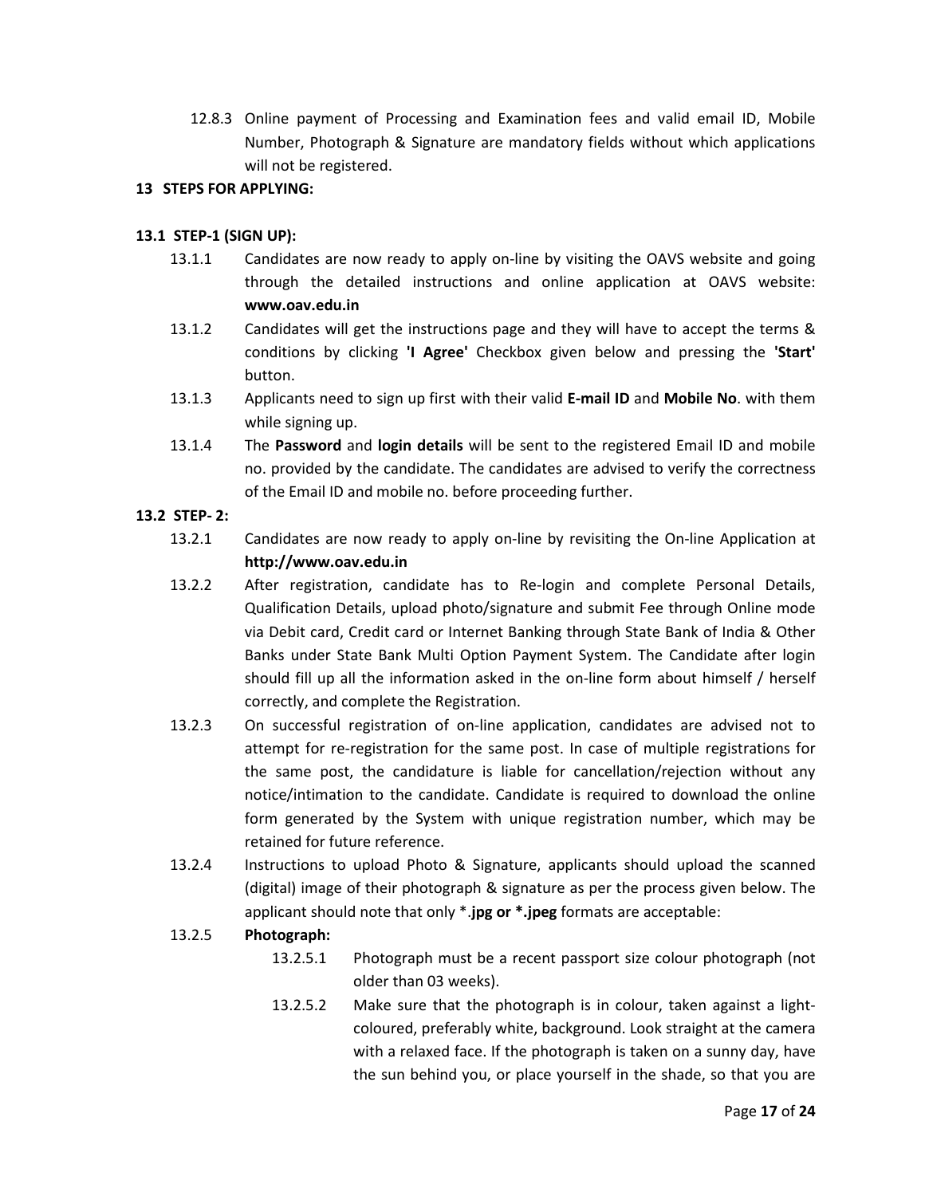12.8.3 Online payment of Processing and Examination fees and valid email ID, Mobile Number, Photograph & Signature are mandatory fields without which applications will not be registered.

**13 STEPS FOR APPLYING:**

**13.1 STEP-1 (SIGN UP):**

13.1.1 Candidates are now ready to apply on-line by visiting the OAVS website and going through the detailed instructions and online application at OAVS website: **www.oav.edu.in**

13.1.2 Candidates will get the instructions page and they will have to accept the terms & conditions by clicking **'I Agree'** Checkbox given below and pressing the **'Start'** button.

13.1.3 Applicants need to sign up first with their valid **E-mail ID** and **Mobile No**. with them while signing up.

13.1.4 The **Password** and **login details** will be sent to the registered Email ID and mobile no. provided by the candidate. The candidates are advised to verify the correctness of the Email ID and mobile no. before proceeding further.

**13.2 STEP- 2:**

13.2.1 Candidates are now ready to apply on-line by revisiting the On-line Application at **http://www.oav.edu.in**

13.2.2 After registration, candidate has to Re-login and complete Personal Details, Qualification Details, upload photo/signature and submit Fee through Online mode via Debit card, Credit card or Internet Banking through State Bank of India & Other Banks under State Bank Multi Option Payment System. The Candidate after login should fill up all the information asked in the on-line form about himself / herself correctly, and complete the Registration.

13.2.3 On successful registration of on-line application, candidates are advised not to attempt for re-registration for the same post. In case of multiple registrations for the same post, the candidature is liable for cancellation/rejection without any notice/intimation to the candidate. Candidate is required to download the online form generated by the System with unique registration number, which may be retained for future reference.

13.2.4 Instructions to upload Photo & Signature, applicants should upload the scanned (digital) image of their photograph & signature as per the process given below. The applicant should note that only *.**jpg or *.jpeg** formats are acceptable:

13.2.5 **Photograph:**

13.2.5.1 Photograph must be a recent passport size colour photograph (not older than 03 weeks).

13.2.5.2 Make sure that the photograph is in colour, taken against a light-coloured, preferably white, background. Look straight at the camera with a relaxed face. If the photograph is taken on a sunny day, have the sun behind you, or place yourself in the shade, so that you are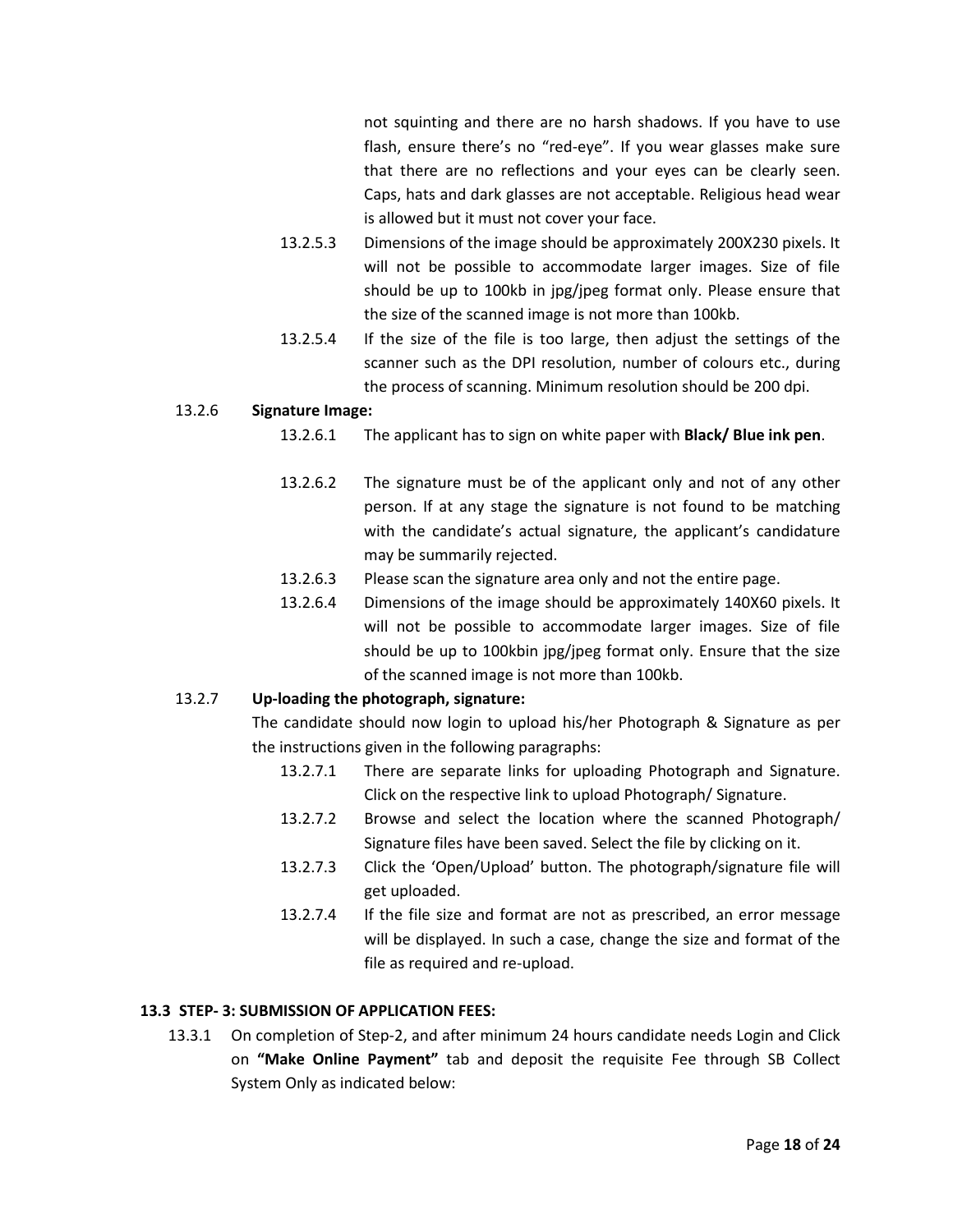not squinting and there are no harsh shadows. If you have to use flash, ensure there's no "red-eye". If you wear glasses make sure that there are no reflections and your eyes can be clearly seen. Caps, hats and dark glasses are not acceptable. Religious head wear is allowed but it must not cover your face.

13.2.5.3 Dimensions of the image should be approximately 200X230 pixels. It will not be possible to accommodate larger images. Size of file should be up to 100kb in jpg/jpeg format only. Please ensure that the size of the scanned image is not more than 100kb.

13.2.5.4 If the size of the file is too large, then adjust the settings of the scanner such as the DPI resolution, number of colours etc., during the process of scanning. Minimum resolution should be 200 dpi.

13.2.6 **Signature Image:**

13.2.6.1 The applicant has to sign on white paper with **Black/ Blue ink pen**.

13.2.6.2 The signature must be of the applicant only and not of any other person. If at any stage the signature is not found to be matching with the candidate's actual signature, the applicant's candidature may be summarily rejected.

13.2.6.3 Please scan the signature area only and not the entire page.

13.2.6.4 Dimensions of the image should be approximately 140X60 pixels. It will not be possible to accommodate larger images. Size of file should be up to 100kbin jpg/jpeg format only. Ensure that the size of the scanned image is not more than 100kb.

13.2.7 **Up-loading the photograph, signature:**

The candidate should now login to upload his/her Photograph & Signature as per the instructions given in the following paragraphs:

13.2.7.1 There are separate links for uploading Photograph and Signature. Click on the respective link to upload Photograph/ Signature.

13.2.7.2 Browse and select the location where the scanned Photograph/ Signature files have been saved. Select the file by clicking on it.

13.2.7.3 Click the 'Open/Upload' button. The photograph/signature file will get uploaded.

13.2.7.4 If the file size and format are not as prescribed, an error message will be displayed. In such a case, change the size and format of the file as required and re-upload.

### 13.3 STEP- 3: SUBMISSION OF APPLICATION FEES:

13.3.1 On completion of Step-2, and after minimum 24 hours candidate needs Login and Click on **"Make Online Payment"** tab and deposit the requisite Fee through SB Collect System Only as indicated below: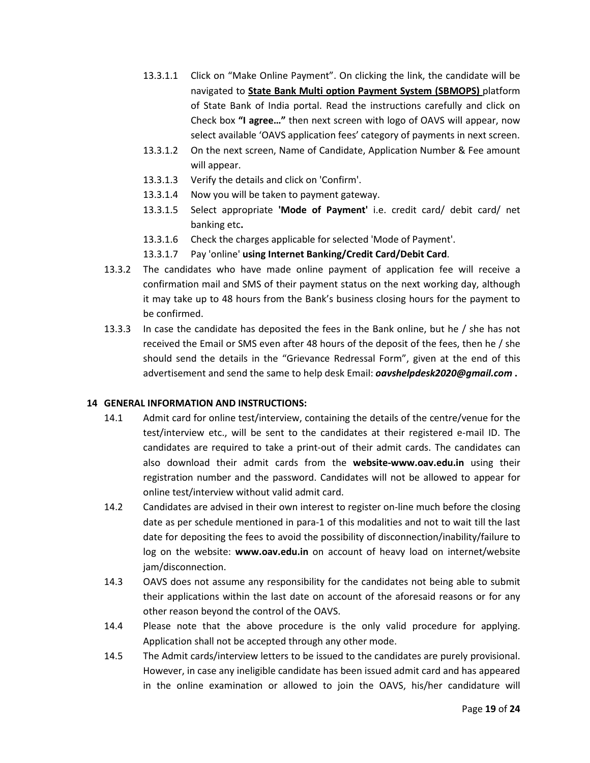13.3.1.1 Click on “Make Online Payment”. On clicking the link, the candidate will be navigated to **<u>State Bank Multi option Payment System (SBMOPS)</u>** platform of State Bank of India portal. Read the instructions carefully and click on Check box **“I agree…”** then next screen with logo of OAVS will appear, now select available ‘OAVS application fees’ category of payments in next screen.

13.3.1.2 On the next screen, Name of Candidate, Application Number & Fee amount will appear.

13.3.1.3 Verify the details and click on 'Confirm'.

13.3.1.4 Now you will be taken to payment gateway.

13.3.1.5 Select appropriate **'Mode of Payment'** i.e. credit card/ debit card/ net banking etc**.**

13.3.1.6 Check the charges applicable for selected 'Mode of Payment'.

13.3.1.7 Pay 'online' **using Internet Banking/Credit Card/Debit Card**.

13.3.2 The candidates who have made online payment of application fee will receive a confirmation mail and SMS of their payment status on the next working day, although it may take up to 48 hours from the Bank’s business closing hours for the payment to be confirmed.

13.3.3 In case the candidate has deposited the fees in the Bank online, but he / she has not received the Email or SMS even after 48 hours of the deposit of the fees, then he / she should send the details in the “Grievance Redressal Form”, given at the end of this advertisement and send the same to help desk Email: ***oavshelpdesk2020@gmail.com*** **.**

## 14 GENERAL INFORMATION AND INSTRUCTIONS:

14.1 Admit card for online test/interview, containing the details of the centre/venue for the test/interview etc., will be sent to the candidates at their registered e-mail ID. The candidates are required to take a print-out of their admit cards. The candidates can also download their admit cards from the **website-www.oav.edu.in** using their registration number and the password. Candidates will not be allowed to appear for online test/interview without valid admit card.

14.2 Candidates are advised in their own interest to register on-line much before the closing date as per schedule mentioned in para-1 of this modalities and not to wait till the last date for depositing the fees to avoid the possibility of disconnection/inability/failure to log on the website: **www.oav.edu.in** on account of heavy load on internet/website jam/disconnection.

14.3 OAVS does not assume any responsibility for the candidates not being able to submit their applications within the last date on account of the aforesaid reasons or for any other reason beyond the control of the OAVS.

14.4 Please note that the above procedure is the only valid procedure for applying. Application shall not be accepted through any other mode.

14.5 The Admit cards/interview letters to be issued to the candidates are purely provisional. However, in case any ineligible candidate has been issued admit card and has appeared in the online examination or allowed to join the OAVS, his/her candidature will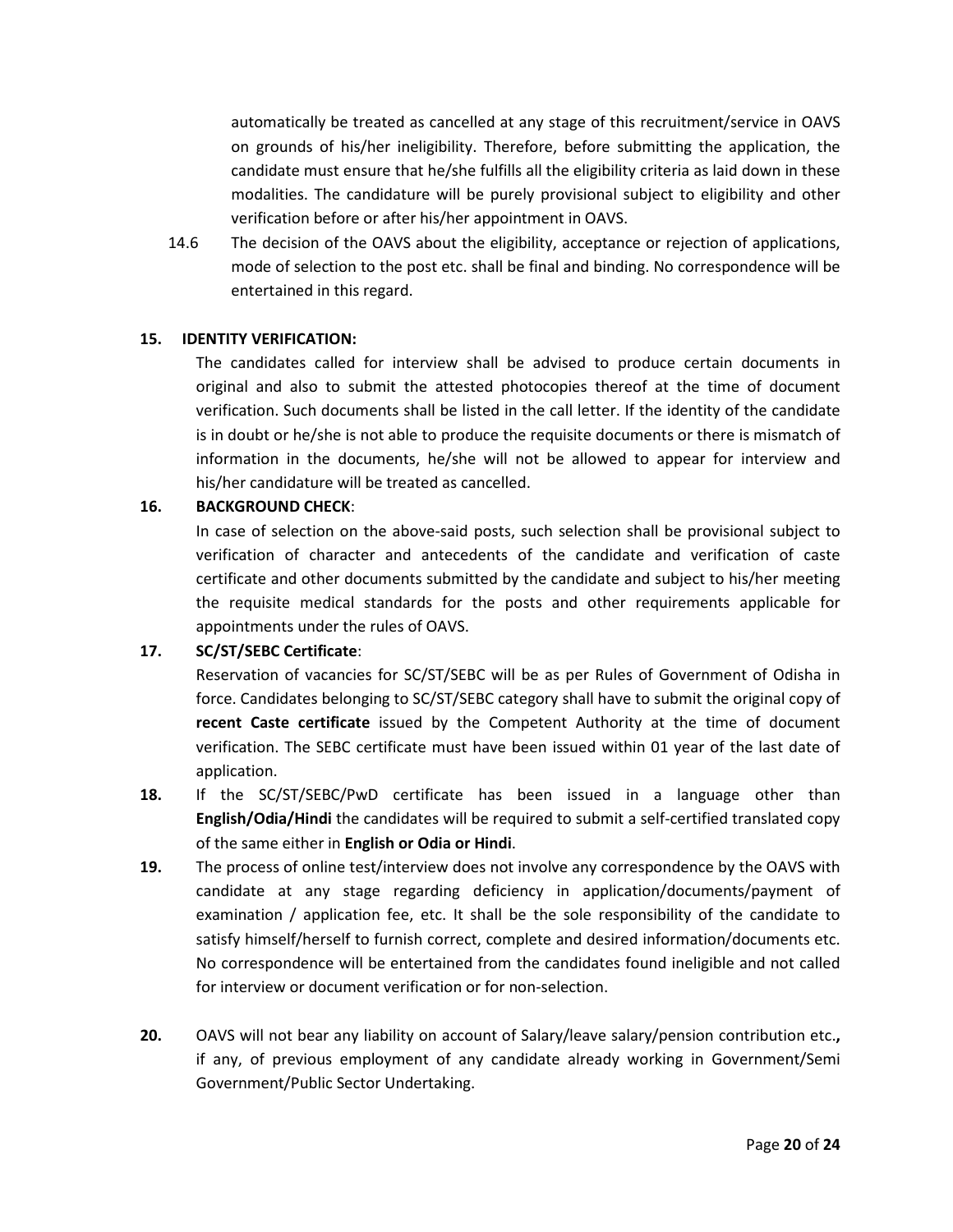automatically be treated as cancelled at any stage of this recruitment/service in OAVS on grounds of his/her ineligibility. Therefore, before submitting the application, the candidate must ensure that he/she fulfills all the eligibility criteria as laid down in these modalities. The candidature will be purely provisional subject to eligibility and other verification before or after his/her appointment in OAVS.

14.6 The decision of the OAVS about the eligibility, acceptance or rejection of applications, mode of selection to the post etc. shall be final and binding. No correspondence will be entertained in this regard.

**15. IDENTITY VERIFICATION:**

The candidates called for interview shall be advised to produce certain documents in original and also to submit the attested photocopies thereof at the time of document verification. Such documents shall be listed in the call letter. If the identity of the candidate is in doubt or he/she is not able to produce the requisite documents or there is mismatch of information in the documents, he/she will not be allowed to appear for interview and his/her candidature will be treated as cancelled.

**16. BACKGROUND CHECK**:

In case of selection on the above-said posts, such selection shall be provisional subject to verification of character and antecedents of the candidate and verification of caste certificate and other documents submitted by the candidate and subject to his/her meeting the requisite medical standards for the posts and other requirements applicable for appointments under the rules of OAVS.

**17. SC/ST/SEBC Certificate**:

Reservation of vacancies for SC/ST/SEBC will be as per Rules of Government of Odisha in force. Candidates belonging to SC/ST/SEBC category shall have to submit the original copy of **recent Caste certificate** issued by the Competent Authority at the time of document verification. The SEBC certificate must have been issued within 01 year of the last date of application.

**18.** If the SC/ST/SEBC/PwD certificate has been issued in a language other than **English/Odia/Hindi** the candidates will be required to submit a self-certified translated copy of the same either in **English or Odia or Hindi**.

**19.** The process of online test/interview does not involve any correspondence by the OAVS with candidate at any stage regarding deficiency in application/documents/payment of examination / application fee, etc. It shall be the sole responsibility of the candidate to satisfy himself/herself to furnish correct, complete and desired information/documents etc. No correspondence will be entertained from the candidates found ineligible and not called for interview or document verification or for non-selection.

**20.** OAVS will not bear any liability on account of Salary/leave salary/pension contribution etc.**,** if any, of previous employment of any candidate already working in Government/Semi Government/Public Sector Undertaking.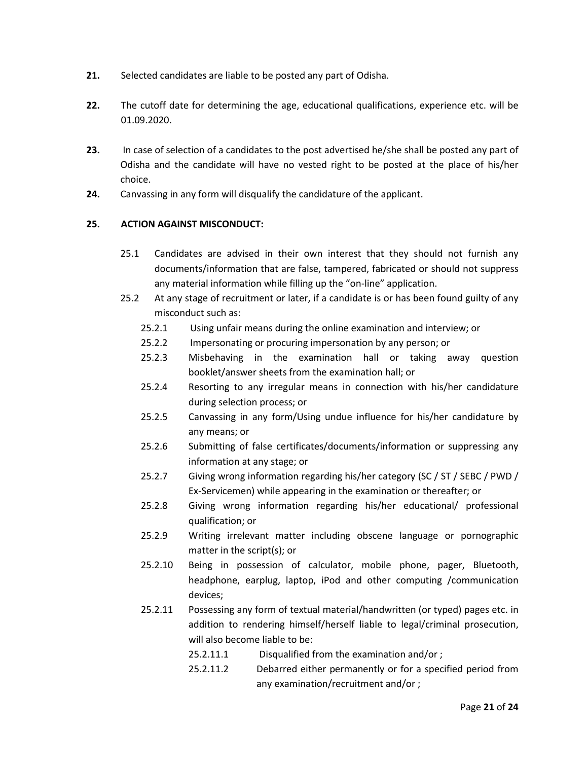**21.** Selected candidates are liable to be posted any part of Odisha.

**22.** The cutoff date for determining the age, educational qualifications, experience etc. will be 01.09.2020.

**23.** In case of selection of a candidates to the post advertised he/she shall be posted any part of Odisha and the candidate will have no vested right to be posted at the place of his/her choice.

**24.** Canvassing in any form will disqualify the candidature of the applicant.

**25. ACTION AGAINST MISCONDUCT:**

25.1 Candidates are advised in their own interest that they should not furnish any documents/information that are false, tampered, fabricated or should not suppress any material information while filling up the "on-line" application.

25.2 At any stage of recruitment or later, if a candidate is or has been found guilty of any misconduct such as:

- 25.2.1 Using unfair means during the online examination and interview; or
- 25.2.2 Impersonating or procuring impersonation by any person; or
- 25.2.3 Misbehaving in the examination hall or taking away question booklet/answer sheets from the examination hall; or
- 25.2.4 Resorting to any irregular means in connection with his/her candidature during selection process; or
- 25.2.5 Canvassing in any form/Using undue influence for his/her candidature by any means; or
- 25.2.6 Submitting of false certificates/documents/information or suppressing any information at any stage; or
- 25.2.7 Giving wrong information regarding his/her category (SC / ST / SEBC / PWD / Ex-Servicemen) while appearing in the examination or thereafter; or
- 25.2.8 Giving wrong information regarding his/her educational/ professional qualification; or
- 25.2.9 Writing irrelevant matter including obscene language or pornographic matter in the script(s); or
- 25.2.10 Being in possession of calculator, mobile phone, pager, Bluetooth, headphone, earplug, laptop, iPod and other computing /communication devices;
- 25.2.11 Possessing any form of textual material/handwritten (or typed) pages etc. in addition to rendering himself/herself liable to legal/criminal prosecution, will also become liable to be:
  - 25.2.11.1 Disqualified from the examination and/or ;
  - 25.2.11.2 Debarred either permanently or for a specified period from any examination/recruitment and/or ;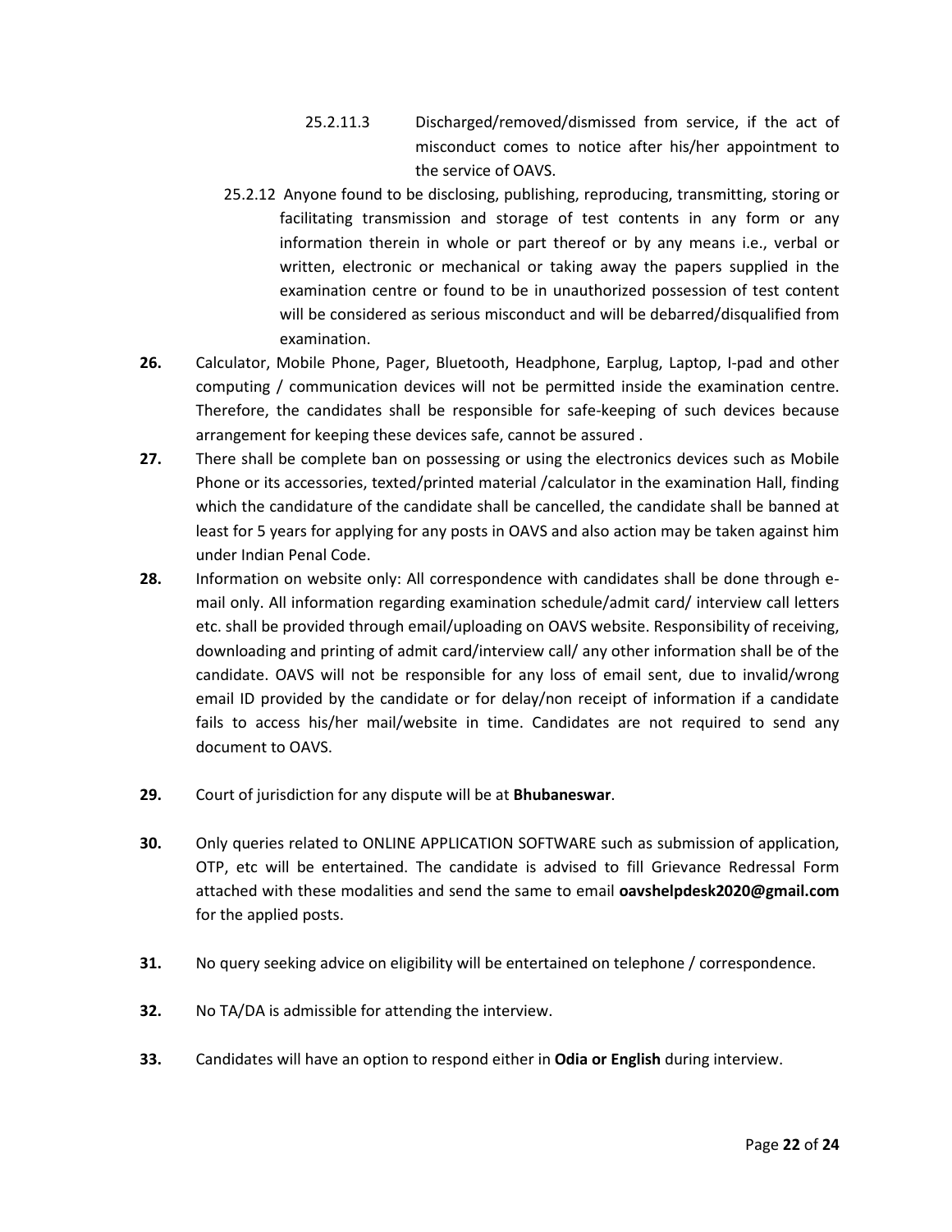25.2.11.3 Discharged/removed/dismissed from service, if the act of misconduct comes to notice after his/her appointment to the service of OAVS.

25.2.12 Anyone found to be disclosing, publishing, reproducing, transmitting, storing or facilitating transmission and storage of test contents in any form or any information therein in whole or part thereof or by any means i.e., verbal or written, electronic or mechanical or taking away the papers supplied in the examination centre or found to be in unauthorized possession of test content will be considered as serious misconduct and will be debarred/disqualified from examination.

**26.** Calculator, Mobile Phone, Pager, Bluetooth, Headphone, Earplug, Laptop, I-pad and other computing / communication devices will not be permitted inside the examination centre. Therefore, the candidates shall be responsible for safe-keeping of such devices because arrangement for keeping these devices safe, cannot be assured .

**27.** There shall be complete ban on possessing or using the electronics devices such as Mobile Phone or its accessories, texted/printed material /calculator in the examination Hall, finding which the candidature of the candidate shall be cancelled, the candidate shall be banned at least for 5 years for applying for any posts in OAVS and also action may be taken against him under Indian Penal Code.

**28.** Information on website only: All correspondence with candidates shall be done through e-mail only. All information regarding examination schedule/admit card/ interview call letters etc. shall be provided through email/uploading on OAVS website. Responsibility of receiving, downloading and printing of admit card/interview call/ any other information shall be of the candidate. OAVS will not be responsible for any loss of email sent, due to invalid/wrong email ID provided by the candidate or for delay/non receipt of information if a candidate fails to access his/her mail/website in time. Candidates are not required to send any document to OAVS.

**29.** Court of jurisdiction for any dispute will be at **Bhubaneswar**.

**30.** Only queries related to ONLINE APPLICATION SOFTWARE such as submission of application, OTP, etc will be entertained. The candidate is advised to fill Grievance Redressal Form attached with these modalities and send the same to email **oavshelpdesk2020@gmail.com** for the applied posts.

**31.** No query seeking advice on eligibility will be entertained on telephone / correspondence.

**32.** No TA/DA is admissible for attending the interview.

**33.** Candidates will have an option to respond either in **Odia or English** during interview.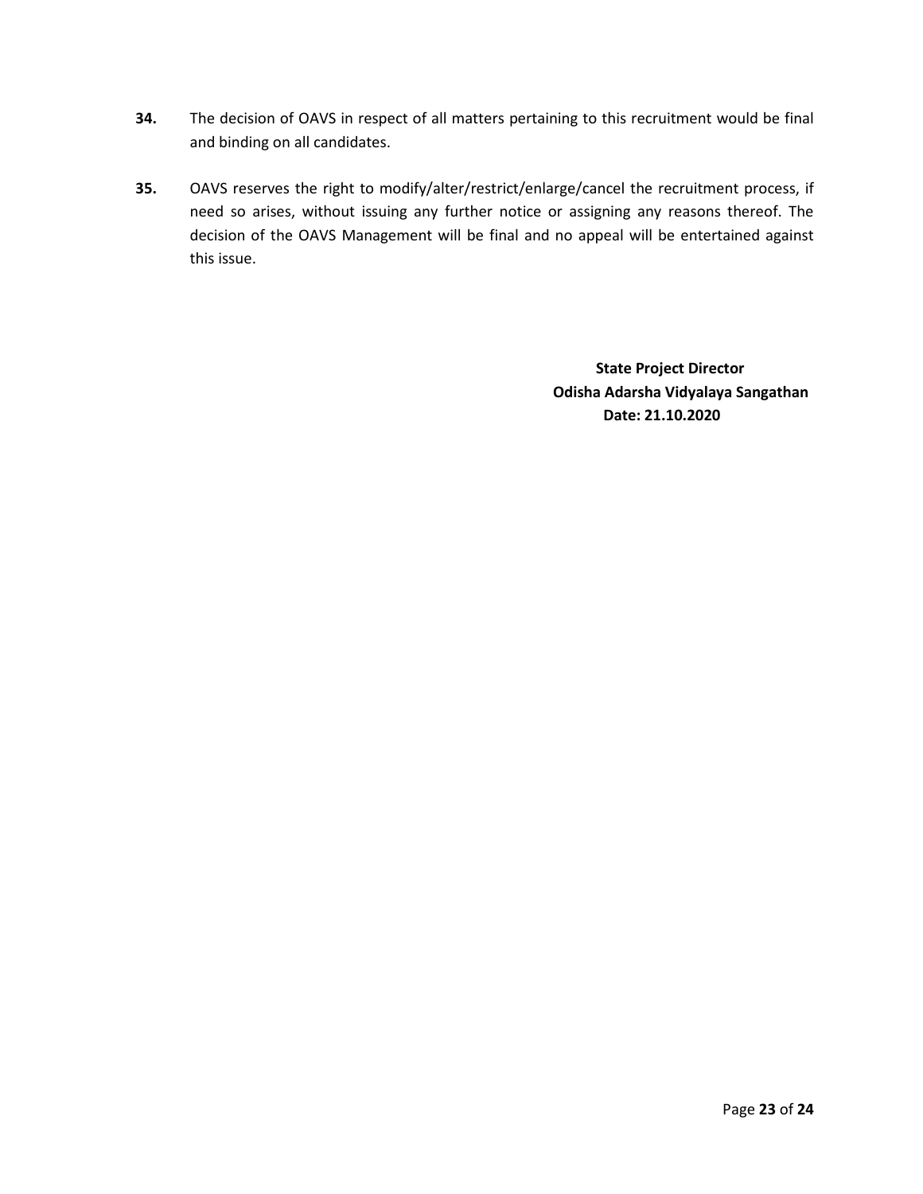**34.** The decision of OAVS in respect of all matters pertaining to this recruitment would be final and binding on all candidates.

**35.** OAVS reserves the right to modify/alter/restrict/enlarge/cancel the recruitment process, if need so arises, without issuing any further notice or assigning any reasons thereof. The decision of the OAVS Management will be final and no appeal will be entertained against this issue.

**State Project Director**
**Odisha Adarsha Vidyalaya Sangathan**
**Date: 21.10.2020**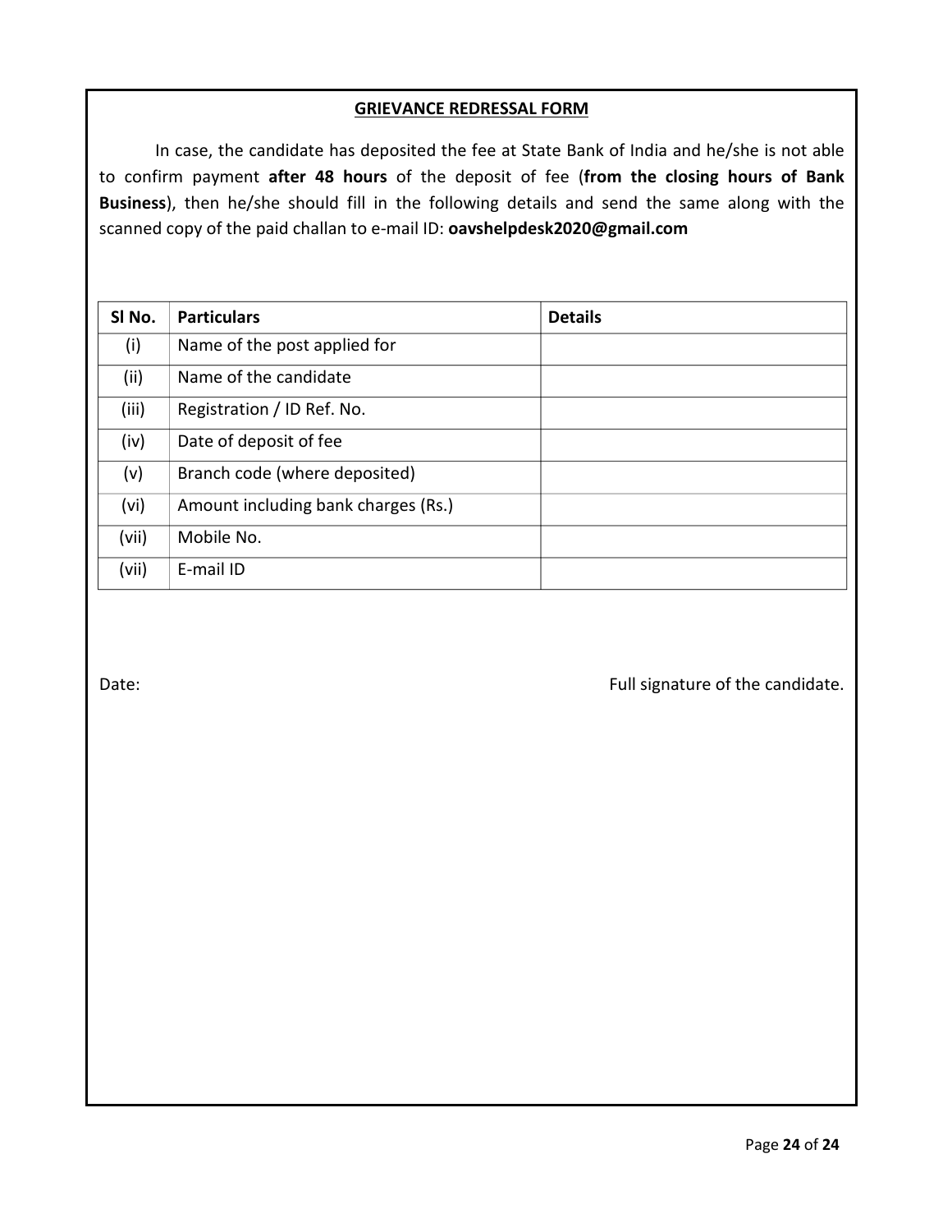## GRIEVANCE REDRESSAL FORM

In case, the candidate has deposited the fee at State Bank of India and he/she is not able to confirm payment **after 48 hours** of the deposit of fee (**from the closing hours of Bank Business**), then he/she should fill in the following details and send the same along with the scanned copy of the paid challan to e-mail ID: **oavshelpdesk2020@gmail.com**

| Sl No. | Particulars | Details |
|---|---|---|
| (i) | Name of the post applied for | |
| (ii) | Name of the candidate | |
| (iii) | Registration / ID Ref. No. | |
| (iv) | Date of deposit of fee | |
| (v) | Branch code (where deposited) | |
| (vi) | Amount including bank charges (Rs.) | |
| (vii) | Mobile No. | |
| (vii) | E-mail ID | |

Date: 

Full signature of the candidate.